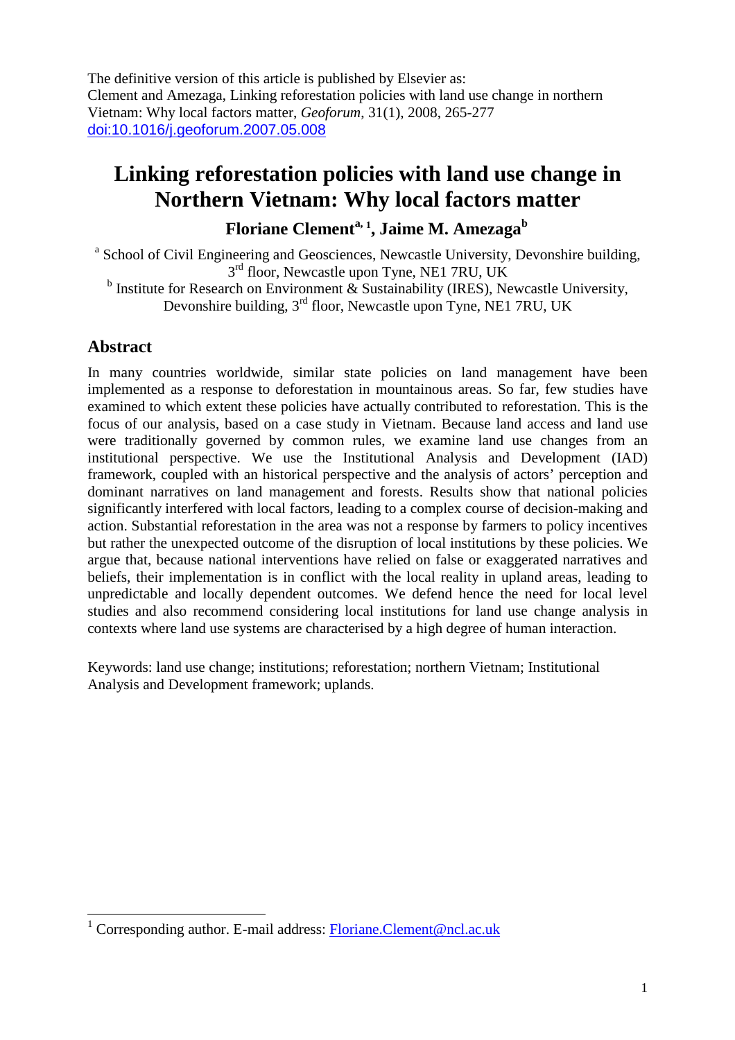The definitive version of this article is published by Elsevier as:
Clement and Amezaga, Linking reforestation policies with land use change in northern Vietnam: Why local factors matter, *Geoforum*, 31(1), 2008, 265-277
doi:10.1016/j.geoforum.2007.05.008

# Linking reforestation policies with land use change in Northern Vietnam: Why local factors matter

**Floriane Clement[a, 1], Jaime M. Amezaga[b]**

[a] School of Civil Engineering and Geosciences, Newcastle University, Devonshire building, 3rd floor, Newcastle upon Tyne, NE1 7RU, UK

[b] Institute for Research on Environment & Sustainability (IRES), Newcastle University, Devonshire building, 3rd floor, Newcastle upon Tyne, NE1 7RU, UK

## Abstract

In many countries worldwide, similar state policies on land management have been implemented as a response to deforestation in mountainous areas. So far, few studies have examined to which extent these policies have actually contributed to reforestation. This is the focus of our analysis, based on a case study in Vietnam. Because land access and land use were traditionally governed by common rules, we examine land use changes from an institutional perspective. We use the Institutional Analysis and Development (IAD) framework, coupled with an historical perspective and the analysis of actors' perception and dominant narratives on land management and forests. Results show that national policies significantly interfered with local factors, leading to a complex course of decision-making and action. Substantial reforestation in the area was not a response by farmers to policy incentives but rather the unexpected outcome of the disruption of local institutions by these policies. We argue that, because national interventions have relied on false or exaggerated narratives and beliefs, their implementation is in conflict with the local reality in upland areas, leading to unpredictable and locally dependent outcomes. We defend hence the need for local level studies and also recommend considering local institutions for land use change analysis in contexts where land use systems are characterised by a high degree of human interaction.

Keywords: land use change; institutions; reforestation; northern Vietnam; Institutional Analysis and Development framework; uplands.

---

[1] Corresponding author. E-mail address: Floriane.Clement@ncl.ac.uk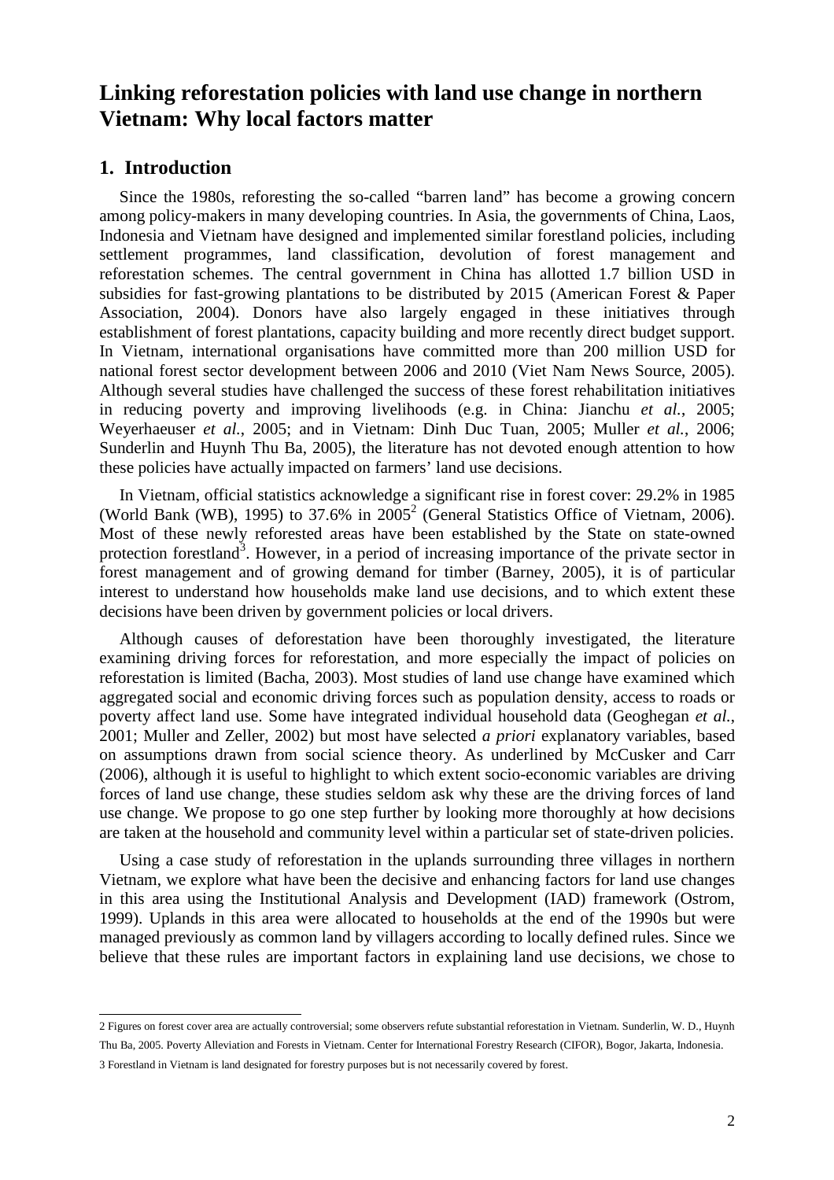# Linking reforestation policies with land use change in northern Vietnam: Why local factors matter

## 1. Introduction

Since the 1980s, reforesting the so-called "barren land" has become a growing concern among policy-makers in many developing countries. In Asia, the governments of China, Laos, Indonesia and Vietnam have designed and implemented similar forestland policies, including settlement programmes, land classification, devolution of forest management and reforestation schemes. The central government in China has allotted 1.7 billion USD in subsidies for fast-growing plantations to be distributed by 2015 (American Forest & Paper Association, 2004). Donors have also largely engaged in these initiatives through establishment of forest plantations, capacity building and more recently direct budget support. In Vietnam, international organisations have committed more than 200 million USD for national forest sector development between 2006 and 2010 (Viet Nam News Source, 2005). Although several studies have challenged the success of these forest rehabilitation initiatives in reducing poverty and improving livelihoods (e.g. in China: Jianchu *et al.*, 2005; Weyerhaeuser *et al.*, 2005; and in Vietnam: Dinh Duc Tuan, 2005; Muller *et al.*, 2006; Sunderlin and Huynh Thu Ba, 2005), the literature has not devoted enough attention to how these policies have actually impacted on farmers' land use decisions.

In Vietnam, official statistics acknowledge a significant rise in forest cover: 29.2% in 1985 (World Bank (WB), 1995) to 37.6% in 2005[2] (General Statistics Office of Vietnam, 2006). Most of these newly reforested areas have been established by the State on state-owned protection forestland[3]. However, in a period of increasing importance of the private sector in forest management and of growing demand for timber (Barney, 2005), it is of particular interest to understand how households make land use decisions, and to which extent these decisions have been driven by government policies or local drivers.

Although causes of deforestation have been thoroughly investigated, the literature examining driving forces for reforestation, and more especially the impact of policies on reforestation is limited (Bacha, 2003). Most studies of land use change have examined which aggregated social and economic driving forces such as population density, access to roads or poverty affect land use. Some have integrated individual household data (Geoghegan *et al.*, 2001; Muller and Zeller, 2002) but most have selected *a priori* explanatory variables, based on assumptions drawn from social science theory. As underlined by McCusker and Carr (2006), although it is useful to highlight to which extent socio-economic variables are driving forces of land use change, these studies seldom ask why these are the driving forces of land use change. We propose to go one step further by looking more thoroughly at how decisions are taken at the household and community level within a particular set of state-driven policies.

Using a case study of reforestation in the uplands surrounding three villages in northern Vietnam, we explore what have been the decisive and enhancing factors for land use changes in this area using the Institutional Analysis and Development (IAD) framework (Ostrom, 1999). Uplands in this area were allocated to households at the end of the 1990s but were managed previously as common land by villagers according to locally defined rules. Since we believe that these rules are important factors in explaining land use decisions, we chose to

2 Figures on forest cover area are actually controversial; some observers refute substantial reforestation in Vietnam. Sunderlin, W. D., Huynh Thu Ba, 2005. Poverty Alleviation and Forests in Vietnam. Center for International Forestry Research (CIFOR), Bogor, Jakarta, Indonesia.

3 Forestland in Vietnam is land designated for forestry purposes but is not necessarily covered by forest.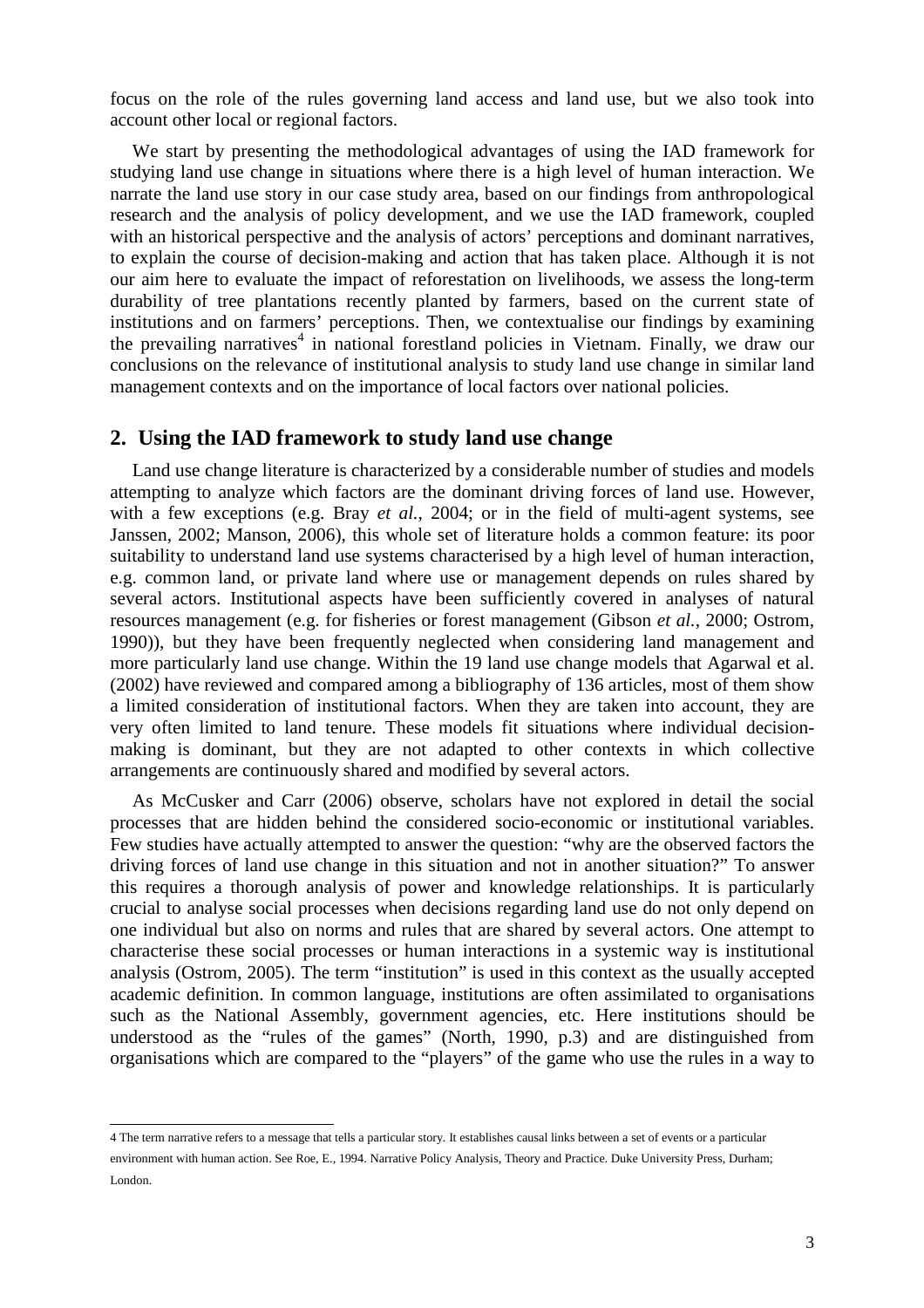focus on the role of the rules governing land access and land use, but we also took into account other local or regional factors.

We start by presenting the methodological advantages of using the IAD framework for studying land use change in situations where there is a high level of human interaction. We narrate the land use story in our case study area, based on our findings from anthropological research and the analysis of policy development, and we use the IAD framework, coupled with an historical perspective and the analysis of actors' perceptions and dominant narratives, to explain the course of decision-making and action that has taken place. Although it is not our aim here to evaluate the impact of reforestation on livelihoods, we assess the long-term durability of tree plantations recently planted by farmers, based on the current state of institutions and on farmers' perceptions. Then, we contextualise our findings by examining the prevailing narratives[4] in national forestland policies in Vietnam. Finally, we draw our conclusions on the relevance of institutional analysis to study land use change in similar land management contexts and on the importance of local factors over national policies.

## 2. Using the IAD framework to study land use change

Land use change literature is characterized by a considerable number of studies and models attempting to analyze which factors are the dominant driving forces of land use. However, with a few exceptions (e.g. Bray *et al.*, 2004; or in the field of multi-agent systems, see Janssen, 2002; Manson, 2006), this whole set of literature holds a common feature: its poor suitability to understand land use systems characterised by a high level of human interaction, e.g. common land, or private land where use or management depends on rules shared by several actors. Institutional aspects have been sufficiently covered in analyses of natural resources management (e.g. for fisheries or forest management (Gibson *et al.*, 2000; Ostrom, 1990)), but they have been frequently neglected when considering land management and more particularly land use change. Within the 19 land use change models that Agarwal et al. (2002) have reviewed and compared among a bibliography of 136 articles, most of them show a limited consideration of institutional factors. When they are taken into account, they are very often limited to land tenure. These models fit situations where individual decision-making is dominant, but they are not adapted to other contexts in which collective arrangements are continuously shared and modified by several actors.

As McCusker and Carr (2006) observe, scholars have not explored in detail the social processes that are hidden behind the considered socio-economic or institutional variables. Few studies have actually attempted to answer the question: "why are the observed factors the driving forces of land use change in this situation and not in another situation?" To answer this requires a thorough analysis of power and knowledge relationships. It is particularly crucial to analyse social processes when decisions regarding land use do not only depend on one individual but also on norms and rules that are shared by several actors. One attempt to characterise these social processes or human interactions in a systemic way is institutional analysis (Ostrom, 2005). The term "institution" is used in this context as the usually accepted academic definition. In common language, institutions are often assimilated to organisations such as the National Assembly, government agencies, etc. Here institutions should be understood as the "rules of the games" (North, 1990, p.3) and are distinguished from organisations which are compared to the "players" of the game who use the rules in a way to

---

[4] The term narrative refers to a message that tells a particular story. It establishes causal links between a set of events or a particular environment with human action. See Roe, E., 1994. Narrative Policy Analysis, Theory and Practice. Duke University Press, Durham; London.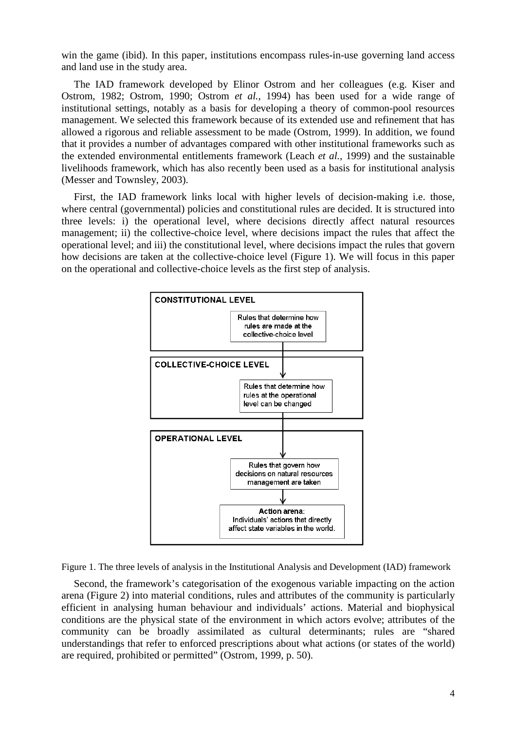win the game (ibid). In this paper, institutions encompass rules-in-use governing land access and land use in the study area.

The IAD framework developed by Elinor Ostrom and her colleagues (e.g. Kiser and Ostrom, 1982; Ostrom, 1990; Ostrom *et al.*, 1994) has been used for a wide range of institutional settings, notably as a basis for developing a theory of common-pool resources management. We selected this framework because of its extended use and refinement that has allowed a rigorous and reliable assessment to be made (Ostrom, 1999). In addition, we found that it provides a number of advantages compared with other institutional frameworks such as the extended environmental entitlements framework (Leach *et al.*, 1999) and the sustainable livelihoods framework, which has also recently been used as a basis for institutional analysis (Messer and Townsley, 2003).

First, the IAD framework links local with higher levels of decision-making i.e. those, where central (governmental) policies and constitutional rules are decided. It is structured into three levels: i) the operational level, where decisions directly affect natural resources management; ii) the collective-choice level, where decisions impact the rules that affect the operational level; and iii) the constitutional level, where decisions impact the rules that govern how decisions are taken at the collective-choice level (Figure 1). We will focus in this paper on the operational and collective-choice levels as the first step of analysis.

**CONSTITUTIONAL LEVEL**

Rules that determine how rules are made at the collective-choice level

**COLLECTIVE-CHOICE LEVEL**

Rules that determine how rules at the operational level can be changed

**OPERATIONAL LEVEL**

Rules that govern how decisions on natural resources management are taken

**Action arena**: Individuals' actions that directly affect state variables in the world.

Figure 1. The three levels of analysis in the Institutional Analysis and Development (IAD) framework

Second, the framework's categorisation of the exogenous variable impacting on the action arena (Figure 2) into material conditions, rules and attributes of the community is particularly efficient in analysing human behaviour and individuals' actions. Material and biophysical conditions are the physical state of the environment in which actors evolve; attributes of the community can be broadly assimilated as cultural determinants; rules are "shared understandings that refer to enforced prescriptions about what actions (or states of the world) are required, prohibited or permitted" (Ostrom, 1999, p. 50).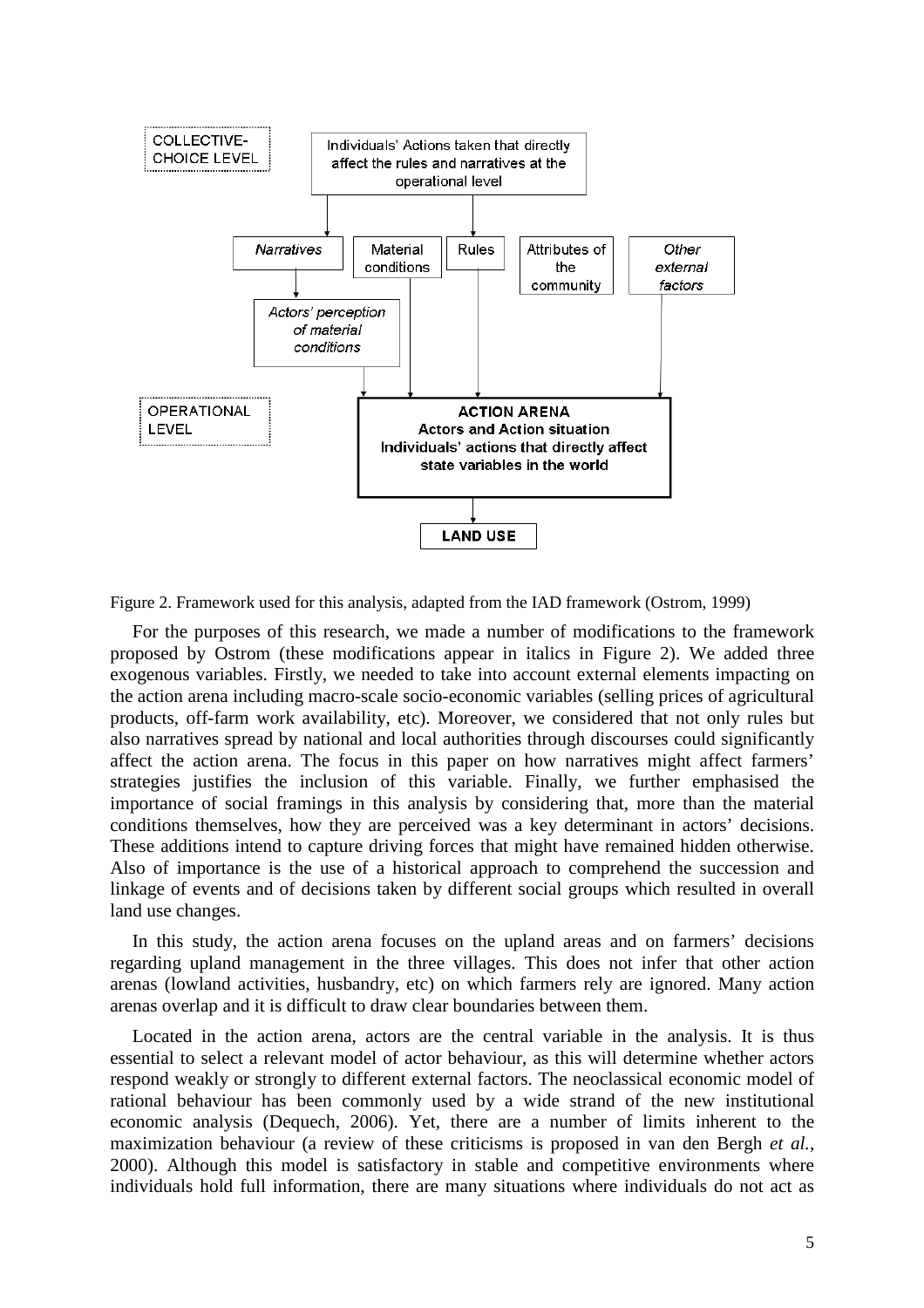COLLECTIVE-CHOICE LEVEL

Individuals' Actions taken that directly affect the rules and narratives at the operational level

*Narratives* | Material conditions | Rules | Attributes of the community | *Other external factors*

*Actors' perception of material conditions*

OPERATIONAL LEVEL

**ACTION ARENA**
**Actors and Action situation**
**Individuals' actions that directly affect state variables in the world**

**LAND USE**

Figure 2. Framework used for this analysis, adapted from the IAD framework (Ostrom, 1999)

For the purposes of this research, we made a number of modifications to the framework proposed by Ostrom (these modifications appear in italics in Figure 2). We added three exogenous variables. Firstly, we needed to take into account external elements impacting on the action arena including macro-scale socio-economic variables (selling prices of agricultural products, off-farm work availability, etc). Moreover, we considered that not only rules but also narratives spread by national and local authorities through discourses could significantly affect the action arena. The focus in this paper on how narratives might affect farmers' strategies justifies the inclusion of this variable. Finally, we further emphasised the importance of social framings in this analysis by considering that, more than the material conditions themselves, how they are perceived was a key determinant in actors' decisions. These additions intend to capture driving forces that might have remained hidden otherwise. Also of importance is the use of a historical approach to comprehend the succession and linkage of events and of decisions taken by different social groups which resulted in overall land use changes.

In this study, the action arena focuses on the upland areas and on farmers' decisions regarding upland management in the three villages. This does not infer that other action arenas (lowland activities, husbandry, etc) on which farmers rely are ignored. Many action arenas overlap and it is difficult to draw clear boundaries between them.

Located in the action arena, actors are the central variable in the analysis. It is thus essential to select a relevant model of actor behaviour, as this will determine whether actors respond weakly or strongly to different external factors. The neoclassical economic model of rational behaviour has been commonly used by a wide strand of the new institutional economic analysis (Dequech, 2006). Yet, there are a number of limits inherent to the maximization behaviour (a review of these criticisms is proposed in van den Bergh *et al.*, 2000). Although this model is satisfactory in stable and competitive environments where individuals hold full information, there are many situations where individuals do not act as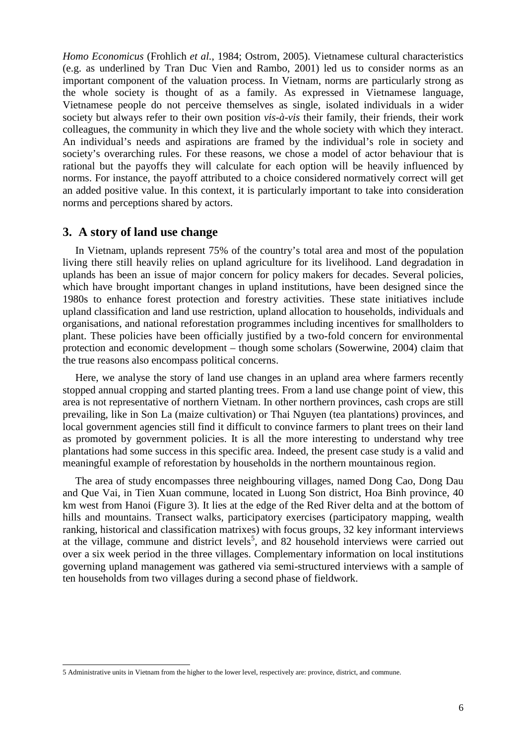*Homo Economicus* (Frohlich *et al.*, 1984; Ostrom, 2005). Vietnamese cultural characteristics (e.g. as underlined by Tran Duc Vien and Rambo, 2001) led us to consider norms as an important component of the valuation process. In Vietnam, norms are particularly strong as the whole society is thought of as a family. As expressed in Vietnamese language, Vietnamese people do not perceive themselves as single, isolated individuals in a wider society but always refer to their own position *vis-à-vis* their family, their friends, their work colleagues, the community in which they live and the whole society with which they interact. An individual's needs and aspirations are framed by the individual's role in society and society's overarching rules. For these reasons, we chose a model of actor behaviour that is rational but the payoffs they will calculate for each option will be heavily influenced by norms. For instance, the payoff attributed to a choice considered normatively correct will get an added positive value. In this context, it is particularly important to take into consideration norms and perceptions shared by actors.

## 3. A story of land use change

In Vietnam, uplands represent 75% of the country's total area and most of the population living there still heavily relies on upland agriculture for its livelihood. Land degradation in uplands has been an issue of major concern for policy makers for decades. Several policies, which have brought important changes in upland institutions, have been designed since the 1980s to enhance forest protection and forestry activities. These state initiatives include upland classification and land use restriction, upland allocation to households, individuals and organisations, and national reforestation programmes including incentives for smallholders to plant. These policies have been officially justified by a two-fold concern for environmental protection and economic development – though some scholars (Sowerwine, 2004) claim that the true reasons also encompass political concerns.

Here, we analyse the story of land use changes in an upland area where farmers recently stopped annual cropping and started planting trees. From a land use change point of view, this area is not representative of northern Vietnam. In other northern provinces, cash crops are still prevailing, like in Son La (maize cultivation) or Thai Nguyen (tea plantations) provinces, and local government agencies still find it difficult to convince farmers to plant trees on their land as promoted by government policies. It is all the more interesting to understand why tree plantations had some success in this specific area. Indeed, the present case study is a valid and meaningful example of reforestation by households in the northern mountainous region.

The area of study encompasses three neighbouring villages, named Dong Cao, Dong Dau and Que Vai, in Tien Xuan commune, located in Luong Son district, Hoa Binh province, 40 km west from Hanoi (Figure 3). It lies at the edge of the Red River delta and at the bottom of hills and mountains. Transect walks, participatory exercises (participatory mapping, wealth ranking, historical and classification matrixes) with focus groups, 32 key informant interviews at the village, commune and district levels[5], and 82 household interviews were carried out over a six week period in the three villages. Complementary information on local institutions governing upland management was gathered via semi-structured interviews with a sample of ten households from two villages during a second phase of fieldwork.

5 Administrative units in Vietnam from the higher to the lower level, respectively are: province, district, and commune.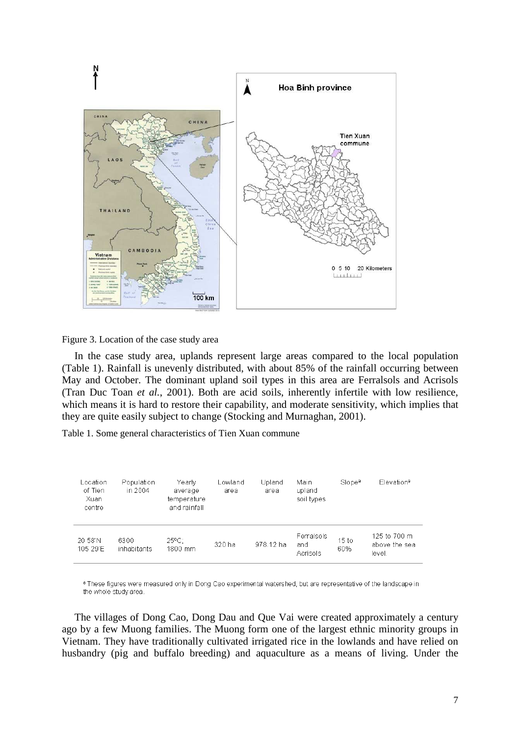Figure 3. Location of the case study area

In the case study area, uplands represent large areas compared to the local population (Table 1). Rainfall is unevenly distributed, with about 85% of the rainfall occurring between May and October. The dominant upland soil types in this area are Ferralsols and Acrisols (Tran Duc Toan *et al.*, 2001). Both are acid soils, inherently infertile with low resilience, which means it is hard to restore their capability, and moderate sensitivity, which implies that they are quite easily subject to change (Stocking and Murnaghan, 2001).

Table 1. Some general characteristics of Tien Xuan commune

| Location of Tien Xuan centre | Population in 2004 | Yearly average temperature and rainfall | Lowland area | Upland area | Main upland soil types | Slope[a] | Elevation[a] |
|---|---|---|---|---|---|---|---|
| 20 58'N 105 29'E | 6300 inhabitants | 25°C; 1800 mm | 320 ha | 978.12 ha | Ferralsols and Acrisols | 15 to 60% | 125 to 700 m above the sea level. |

[a] These figures were measured only in Dong Cao experimental watershed, but are representative of the landscape in the whole study area.

The villages of Dong Cao, Dong Dau and Que Vai were created approximately a century ago by a few Muong families. The Muong form one of the largest ethnic minority groups in Vietnam. They have traditionally cultivated irrigated rice in the lowlands and have relied on husbandry (pig and buffalo breeding) and aquaculture as a means of living. Under the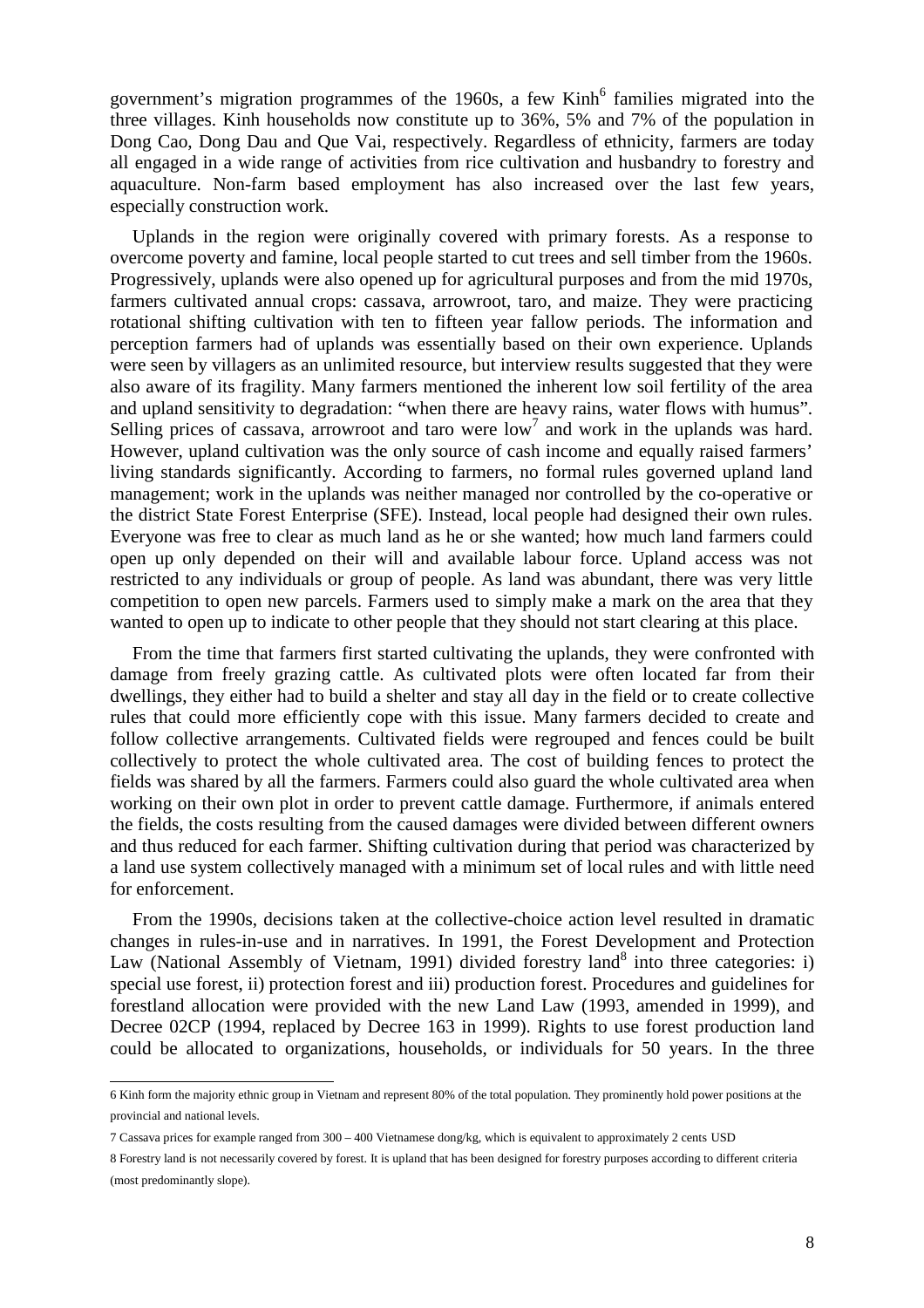government's migration programmes of the 1960s, a few Kinh[6] families migrated into the three villages. Kinh households now constitute up to 36%, 5% and 7% of the population in Dong Cao, Dong Dau and Que Vai, respectively. Regardless of ethnicity, farmers are today all engaged in a wide range of activities from rice cultivation and husbandry to forestry and aquaculture. Non-farm based employment has also increased over the last few years, especially construction work.

Uplands in the region were originally covered with primary forests. As a response to overcome poverty and famine, local people started to cut trees and sell timber from the 1960s. Progressively, uplands were also opened up for agricultural purposes and from the mid 1970s, farmers cultivated annual crops: cassava, arrowroot, taro, and maize. They were practicing rotational shifting cultivation with ten to fifteen year fallow periods. The information and perception farmers had of uplands was essentially based on their own experience. Uplands were seen by villagers as an unlimited resource, but interview results suggested that they were also aware of its fragility. Many farmers mentioned the inherent low soil fertility of the area and upland sensitivity to degradation: "when there are heavy rains, water flows with humus". Selling prices of cassava, arrowroot and taro were low[7] and work in the uplands was hard. However, upland cultivation was the only source of cash income and equally raised farmers' living standards significantly. According to farmers, no formal rules governed upland land management; work in the uplands was neither managed nor controlled by the co-operative or the district State Forest Enterprise (SFE). Instead, local people had designed their own rules. Everyone was free to clear as much land as he or she wanted; how much land farmers could open up only depended on their will and available labour force. Upland access was not restricted to any individuals or group of people. As land was abundant, there was very little competition to open new parcels. Farmers used to simply make a mark on the area that they wanted to open up to indicate to other people that they should not start clearing at this place.

From the time that farmers first started cultivating the uplands, they were confronted with damage from freely grazing cattle. As cultivated plots were often located far from their dwellings, they either had to build a shelter and stay all day in the field or to create collective rules that could more efficiently cope with this issue. Many farmers decided to create and follow collective arrangements. Cultivated fields were regrouped and fences could be built collectively to protect the whole cultivated area. The cost of building fences to protect the fields was shared by all the farmers. Farmers could also guard the whole cultivated area when working on their own plot in order to prevent cattle damage. Furthermore, if animals entered the fields, the costs resulting from the caused damages were divided between different owners and thus reduced for each farmer. Shifting cultivation during that period was characterized by a land use system collectively managed with a minimum set of local rules and with little need for enforcement.

From the 1990s, decisions taken at the collective-choice action level resulted in dramatic changes in rules-in-use and in narratives. In 1991, the Forest Development and Protection Law (National Assembly of Vietnam, 1991) divided forestry land[8] into three categories: i) special use forest, ii) protection forest and iii) production forest. Procedures and guidelines for forestland allocation were provided with the new Land Law (1993, amended in 1999), and Decree 02CP (1994, replaced by Decree 163 in 1999). Rights to use forest production land could be allocated to organizations, households, or individuals for 50 years. In the three

---

6 Kinh form the majority ethnic group in Vietnam and represent 80% of the total population. They prominently hold power positions at the provincial and national levels.

7 Cassava prices for example ranged from 300 – 400 Vietnamese dong/kg, which is equivalent to approximately 2 cents USD

8 Forestry land is not necessarily covered by forest. It is upland that has been designed for forestry purposes according to different criteria (most predominantly slope).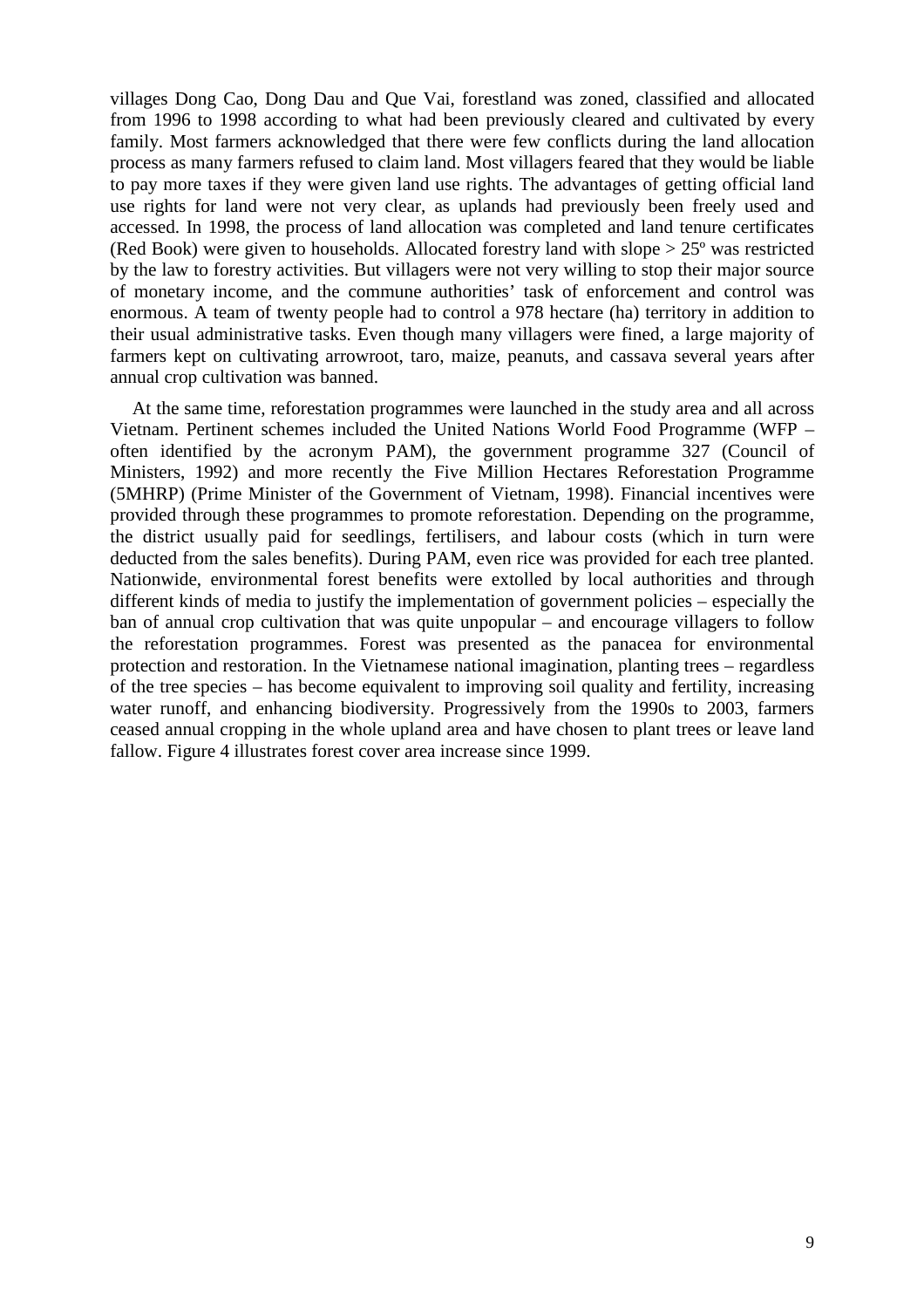villages Dong Cao, Dong Dau and Que Vai, forestland was zoned, classified and allocated from 1996 to 1998 according to what had been previously cleared and cultivated by every family. Most farmers acknowledged that there were few conflicts during the land allocation process as many farmers refused to claim land. Most villagers feared that they would be liable to pay more taxes if they were given land use rights. The advantages of getting official land use rights for land were not very clear, as uplands had previously been freely used and accessed. In 1998, the process of land allocation was completed and land tenure certificates (Red Book) were given to households. Allocated forestry land with slope > 25º was restricted by the law to forestry activities. But villagers were not very willing to stop their major source of monetary income, and the commune authorities' task of enforcement and control was enormous. A team of twenty people had to control a 978 hectare (ha) territory in addition to their usual administrative tasks. Even though many villagers were fined, a large majority of farmers kept on cultivating arrowroot, taro, maize, peanuts, and cassava several years after annual crop cultivation was banned.

At the same time, reforestation programmes were launched in the study area and all across Vietnam. Pertinent schemes included the United Nations World Food Programme (WFP – often identified by the acronym PAM), the government programme 327 (Council of Ministers, 1992) and more recently the Five Million Hectares Reforestation Programme (5MHRP) (Prime Minister of the Government of Vietnam, 1998). Financial incentives were provided through these programmes to promote reforestation. Depending on the programme, the district usually paid for seedlings, fertilisers, and labour costs (which in turn were deducted from the sales benefits). During PAM, even rice was provided for each tree planted. Nationwide, environmental forest benefits were extolled by local authorities and through different kinds of media to justify the implementation of government policies – especially the ban of annual crop cultivation that was quite unpopular – and encourage villagers to follow the reforestation programmes. Forest was presented as the panacea for environmental protection and restoration. In the Vietnamese national imagination, planting trees – regardless of the tree species – has become equivalent to improving soil quality and fertility, increasing water runoff, and enhancing biodiversity. Progressively from the 1990s to 2003, farmers ceased annual cropping in the whole upland area and have chosen to plant trees or leave land fallow. Figure 4 illustrates forest cover area increase since 1999.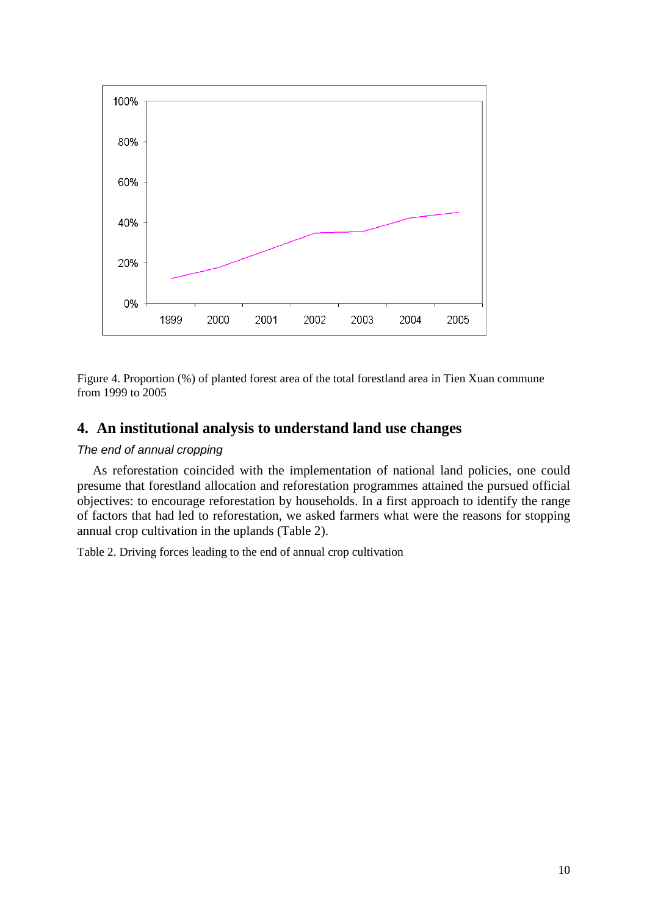Figure 4. Proportion (%) of planted forest area of the total forestland area in Tien Xuan commune from 1999 to 2005

## 4. An institutional analysis to understand land use changes

*The end of annual cropping*

As reforestation coincided with the implementation of national land policies, one could presume that forestland allocation and reforestation programmes attained the pursued official objectives: to encourage reforestation by households. In a first approach to identify the range of factors that had led to reforestation, we asked farmers what were the reasons for stopping annual crop cultivation in the uplands (Table 2).

Table 2. Driving forces leading to the end of annual crop cultivation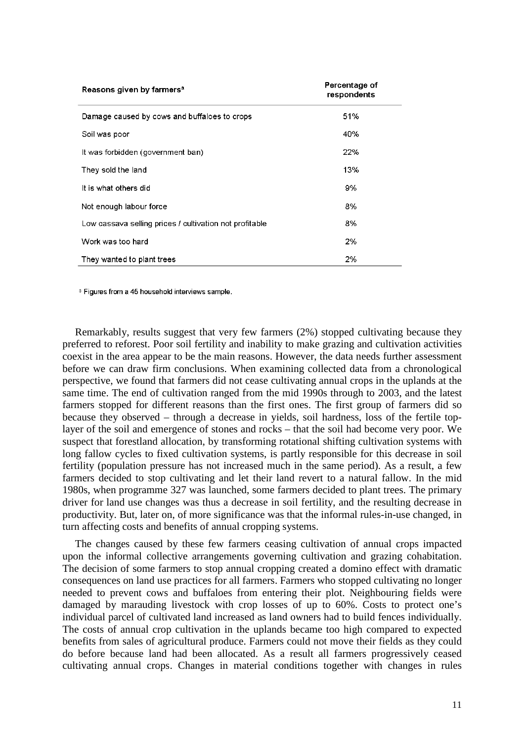| Reasons given by farmers[a] | Percentage of respondents |
|---|---|
| Damage caused by cows and buffaloes to crops | 51% |
| Soil was poor | 40% |
| It was forbidden (government ban) | 22% |
| They sold the land | 13% |
| It is what others did | 9% |
| Not enough labour force | 8% |
| Low cassava selling prices / cultivation not profitable | 8% |
| Work was too hard | 2% |
| They wanted to plant trees | 2% |

[a] Figures from a 45 household interviews sample.

Remarkably, results suggest that very few farmers (2%) stopped cultivating because they preferred to reforest. Poor soil fertility and inability to make grazing and cultivation activities coexist in the area appear to be the main reasons. However, the data needs further assessment before we can draw firm conclusions. When examining collected data from a chronological perspective, we found that farmers did not cease cultivating annual crops in the uplands at the same time. The end of cultivation ranged from the mid 1990s through to 2003, and the latest farmers stopped for different reasons than the first ones. The first group of farmers did so because they observed – through a decrease in yields, soil hardness, loss of the fertile top-layer of the soil and emergence of stones and rocks – that the soil had become very poor. We suspect that forestland allocation, by transforming rotational shifting cultivation systems with long fallow cycles to fixed cultivation systems, is partly responsible for this decrease in soil fertility (population pressure has not increased much in the same period). As a result, a few farmers decided to stop cultivating and let their land revert to a natural fallow. In the mid 1980s, when programme 327 was launched, some farmers decided to plant trees. The primary driver for land use changes was thus a decrease in soil fertility, and the resulting decrease in productivity. But, later on, of more significance was that the informal rules-in-use changed, in turn affecting costs and benefits of annual cropping systems.

The changes caused by these few farmers ceasing cultivation of annual crops impacted upon the informal collective arrangements governing cultivation and grazing cohabitation. The decision of some farmers to stop annual cropping created a domino effect with dramatic consequences on land use practices for all farmers. Farmers who stopped cultivating no longer needed to prevent cows and buffaloes from entering their plot. Neighbouring fields were damaged by marauding livestock with crop losses of up to 60%. Costs to protect one's individual parcel of cultivated land increased as land owners had to build fences individually. The costs of annual crop cultivation in the uplands became too high compared to expected benefits from sales of agricultural produce. Farmers could not move their fields as they could do before because land had been allocated. As a result all farmers progressively ceased cultivating annual crops. Changes in material conditions together with changes in rules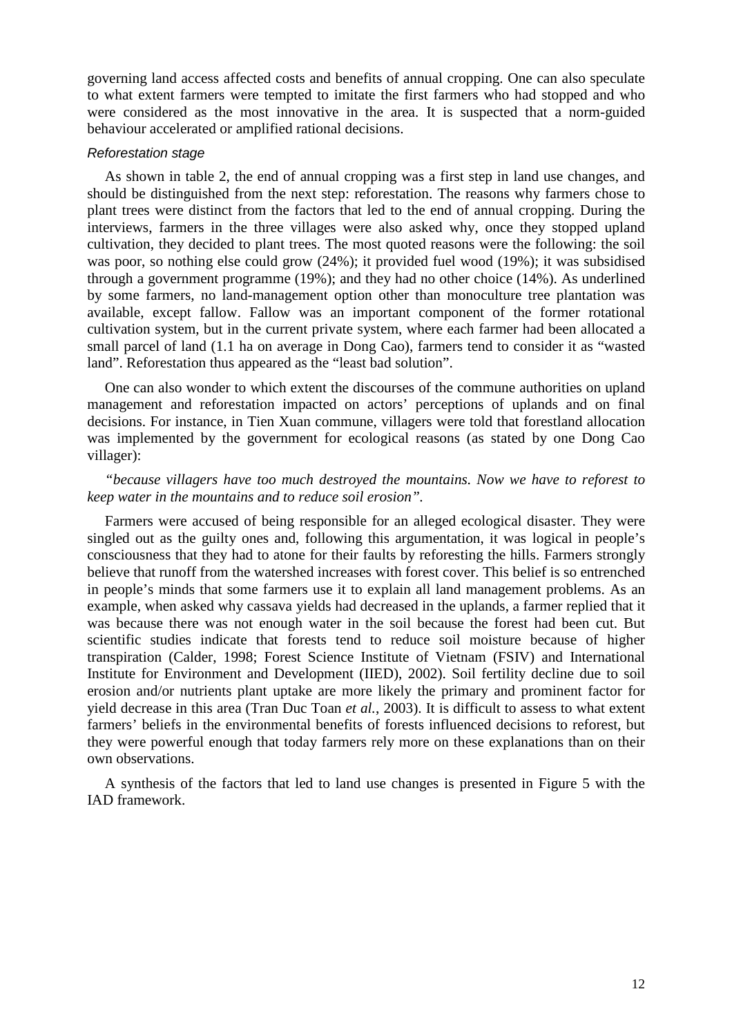governing land access affected costs and benefits of annual cropping. One can also speculate to what extent farmers were tempted to imitate the first farmers who had stopped and who were considered as the most innovative in the area. It is suspected that a norm-guided behaviour accelerated or amplified rational decisions.

#### *Reforestation stage*

As shown in table 2, the end of annual cropping was a first step in land use changes, and should be distinguished from the next step: reforestation. The reasons why farmers chose to plant trees were distinct from the factors that led to the end of annual cropping. During the interviews, farmers in the three villages were also asked why, once they stopped upland cultivation, they decided to plant trees. The most quoted reasons were the following: the soil was poor, so nothing else could grow (24%); it provided fuel wood (19%); it was subsidised through a government programme (19%); and they had no other choice (14%). As underlined by some farmers, no land-management option other than monoculture tree plantation was available, except fallow. Fallow was an important component of the former rotational cultivation system, but in the current private system, where each farmer had been allocated a small parcel of land (1.1 ha on average in Dong Cao), farmers tend to consider it as "wasted land". Reforestation thus appeared as the "least bad solution".

One can also wonder to which extent the discourses of the commune authorities on upland management and reforestation impacted on actors' perceptions of uplands and on final decisions. For instance, in Tien Xuan commune, villagers were told that forestland allocation was implemented by the government for ecological reasons (as stated by one Dong Cao villager):

*"because villagers have too much destroyed the mountains. Now we have to reforest to keep water in the mountains and to reduce soil erosion".*

Farmers were accused of being responsible for an alleged ecological disaster. They were singled out as the guilty ones and, following this argumentation, it was logical in people's consciousness that they had to atone for their faults by reforesting the hills. Farmers strongly believe that runoff from the watershed increases with forest cover. This belief is so entrenched in people's minds that some farmers use it to explain all land management problems. As an example, when asked why cassava yields had decreased in the uplands, a farmer replied that it was because there was not enough water in the soil because the forest had been cut. But scientific studies indicate that forests tend to reduce soil moisture because of higher transpiration (Calder, 1998; Forest Science Institute of Vietnam (FSIV) and International Institute for Environment and Development (IIED), 2002). Soil fertility decline due to soil erosion and/or nutrients plant uptake are more likely the primary and prominent factor for yield decrease in this area (Tran Duc Toan *et al.*, 2003). It is difficult to assess to what extent farmers' beliefs in the environmental benefits of forests influenced decisions to reforest, but they were powerful enough that today farmers rely more on these explanations than on their own observations.

A synthesis of the factors that led to land use changes is presented in Figure 5 with the IAD framework.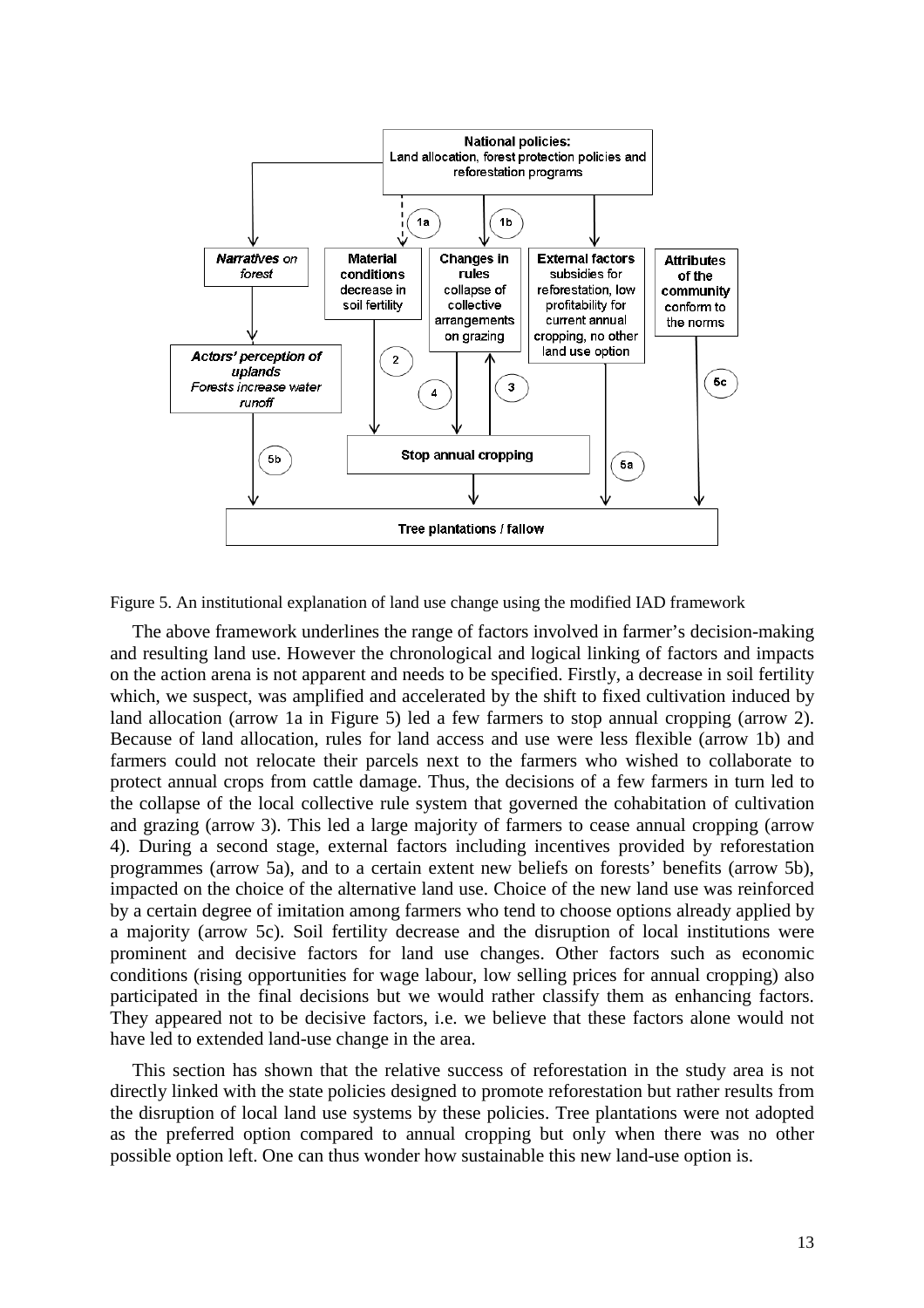Figure 5. An institutional explanation of land use change using the modified IAD framework

The above framework underlines the range of factors involved in farmer's decision-making and resulting land use. However the chronological and logical linking of factors and impacts on the action arena is not apparent and needs to be specified. Firstly, a decrease in soil fertility which, we suspect, was amplified and accelerated by the shift to fixed cultivation induced by land allocation (arrow 1a in Figure 5) led a few farmers to stop annual cropping (arrow 2). Because of land allocation, rules for land access and use were less flexible (arrow 1b) and farmers could not relocate their parcels next to the farmers who wished to collaborate to protect annual crops from cattle damage. Thus, the decisions of a few farmers in turn led to the collapse of the local collective rule system that governed the cohabitation of cultivation and grazing (arrow 3). This led a large majority of farmers to cease annual cropping (arrow 4). During a second stage, external factors including incentives provided by reforestation programmes (arrow 5a), and to a certain extent new beliefs on forests' benefits (arrow 5b), impacted on the choice of the alternative land use. Choice of the new land use was reinforced by a certain degree of imitation among farmers who tend to choose options already applied by a majority (arrow 5c). Soil fertility decrease and the disruption of local institutions were prominent and decisive factors for land use changes. Other factors such as economic conditions (rising opportunities for wage labour, low selling prices for annual cropping) also participated in the final decisions but we would rather classify them as enhancing factors. They appeared not to be decisive factors, i.e. we believe that these factors alone would not have led to extended land-use change in the area.

This section has shown that the relative success of reforestation in the study area is not directly linked with the state policies designed to promote reforestation but rather results from the disruption of local land use systems by these policies. Tree plantations were not adopted as the preferred option compared to annual cropping but only when there was no other possible option left. One can thus wonder how sustainable this new land-use option is.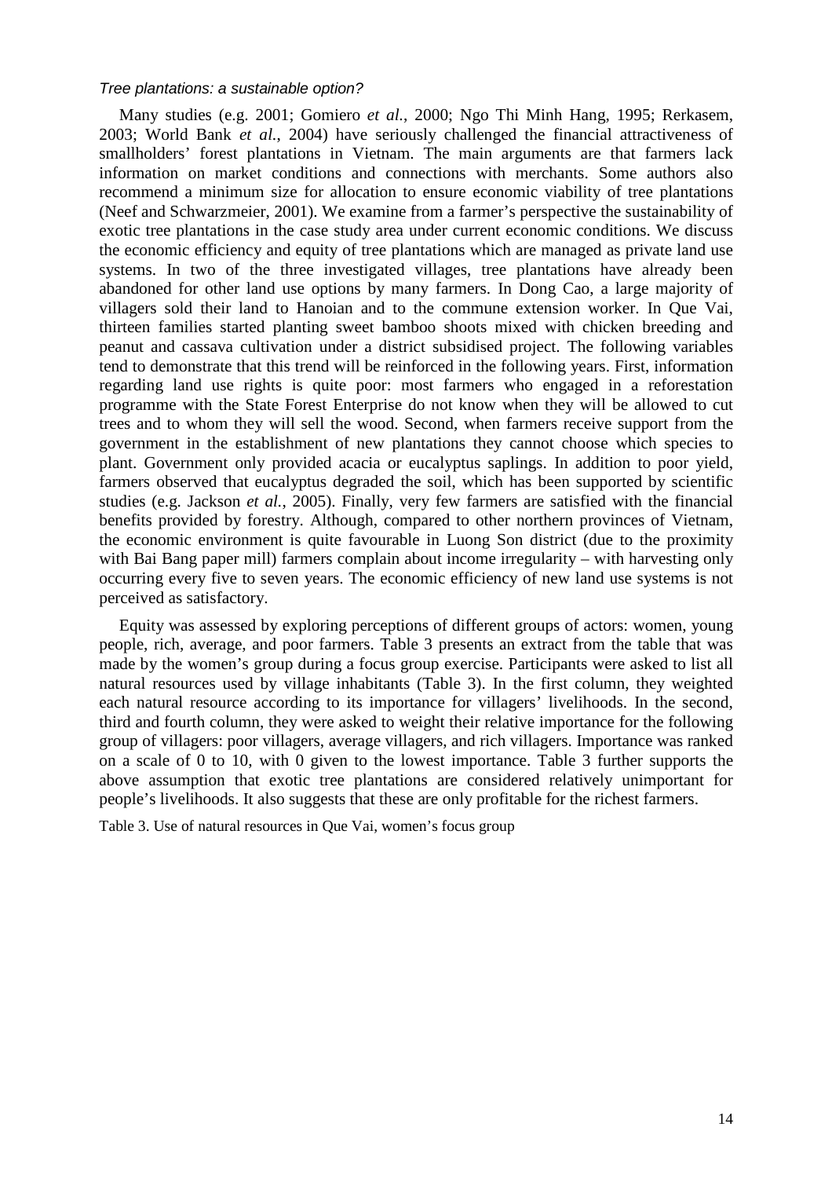*Tree plantations: a sustainable option?*

Many studies (e.g. 2001; Gomiero *et al.*, 2000; Ngo Thi Minh Hang, 1995; Rerkasem, 2003; World Bank *et al.*, 2004) have seriously challenged the financial attractiveness of smallholders' forest plantations in Vietnam. The main arguments are that farmers lack information on market conditions and connections with merchants. Some authors also recommend a minimum size for allocation to ensure economic viability of tree plantations (Neef and Schwarzmeier, 2001). We examine from a farmer's perspective the sustainability of exotic tree plantations in the case study area under current economic conditions. We discuss the economic efficiency and equity of tree plantations which are managed as private land use systems. In two of the three investigated villages, tree plantations have already been abandoned for other land use options by many farmers. In Dong Cao, a large majority of villagers sold their land to Hanoian and to the commune extension worker. In Que Vai, thirteen families started planting sweet bamboo shoots mixed with chicken breeding and peanut and cassava cultivation under a district subsidised project. The following variables tend to demonstrate that this trend will be reinforced in the following years. First, information regarding land use rights is quite poor: most farmers who engaged in a reforestation programme with the State Forest Enterprise do not know when they will be allowed to cut trees and to whom they will sell the wood. Second, when farmers receive support from the government in the establishment of new plantations they cannot choose which species to plant. Government only provided acacia or eucalyptus saplings. In addition to poor yield, farmers observed that eucalyptus degraded the soil, which has been supported by scientific studies (e.g. Jackson *et al.*, 2005). Finally, very few farmers are satisfied with the financial benefits provided by forestry. Although, compared to other northern provinces of Vietnam, the economic environment is quite favourable in Luong Son district (due to the proximity with Bai Bang paper mill) farmers complain about income irregularity – with harvesting only occurring every five to seven years. The economic efficiency of new land use systems is not perceived as satisfactory.

Equity was assessed by exploring perceptions of different groups of actors: women, young people, rich, average, and poor farmers. Table 3 presents an extract from the table that was made by the women's group during a focus group exercise. Participants were asked to list all natural resources used by village inhabitants (Table 3). In the first column, they weighted each natural resource according to its importance for villagers' livelihoods. In the second, third and fourth column, they were asked to weight their relative importance for the following group of villagers: poor villagers, average villagers, and rich villagers. Importance was ranked on a scale of 0 to 10, with 0 given to the lowest importance. Table 3 further supports the above assumption that exotic tree plantations are considered relatively unimportant for people's livelihoods. It also suggests that these are only profitable for the richest farmers.

Table 3. Use of natural resources in Que Vai, women's focus group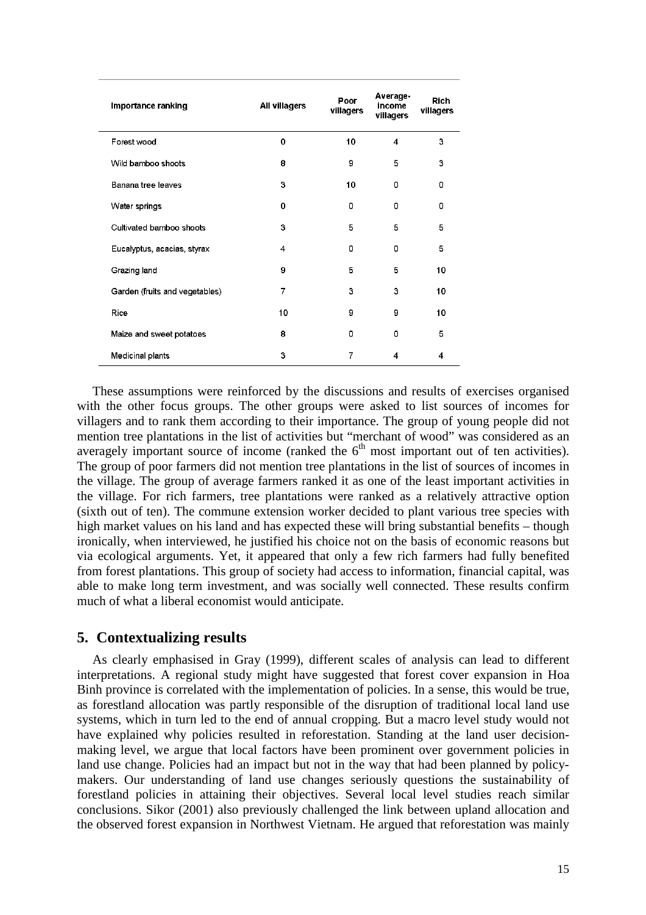| Importance ranking | All villagers | Poor villagers | Average-income villagers | Rich villagers |
|---|---|---|---|---|
| Forest wood | 0 | 10 | 4 | 3 |
| Wild bamboo shoots | 8 | 9 | 5 | 3 |
| Banana tree leaves | 3 | 10 | 0 | 0 |
| Water springs | 0 | 0 | 0 | 0 |
| Cultivated bamboo shoots | 3 | 5 | 5 | 5 |
| Eucalyptus, acacias, styrax | 4 | 0 | 0 | 5 |
| Grazing land | 9 | 5 | 5 | 10 |
| Garden (fruits and vegetables) | 7 | 3 | 3 | 10 |
| Rice | 10 | 9 | 9 | 10 |
| Maize and sweet potatoes | 8 | 0 | 0 | 5 |
| Medicinal plants | 3 | 7 | 4 | 4 |

These assumptions were reinforced by the discussions and results of exercises organised with the other focus groups. The other groups were asked to list sources of incomes for villagers and to rank them according to their importance. The group of young people did not mention tree plantations in the list of activities but "merchant of wood" was considered as an averagely important source of income (ranked the 6th most important out of ten activities). The group of poor farmers did not mention tree plantations in the list of sources of incomes in the village. The group of average farmers ranked it as one of the least important activities in the village. For rich farmers, tree plantations were ranked as a relatively attractive option (sixth out of ten). The commune extension worker decided to plant various tree species with high market values on his land and has expected these will bring substantial benefits – though ironically, when interviewed, he justified his choice not on the basis of economic reasons but via ecological arguments. Yet, it appeared that only a few rich farmers had fully benefited from forest plantations. This group of society had access to information, financial capital, was able to make long term investment, and was socially well connected. These results confirm much of what a liberal economist would anticipate.

## 5. Contextualizing results

As clearly emphasised in Gray (1999), different scales of analysis can lead to different interpretations. A regional study might have suggested that forest cover expansion in Hoa Binh province is correlated with the implementation of policies. In a sense, this would be true, as forestland allocation was partly responsible of the disruption of traditional local land use systems, which in turn led to the end of annual cropping. But a macro level study would not have explained why policies resulted in reforestation. Standing at the land user decision-making level, we argue that local factors have been prominent over government policies in land use change. Policies had an impact but not in the way that had been planned by policy-makers. Our understanding of land use changes seriously questions the sustainability of forestland policies in attaining their objectives. Several local level studies reach similar conclusions. Sikor (2001) also previously challenged the link between upland allocation and the observed forest expansion in Northwest Vietnam. He argued that reforestation was mainly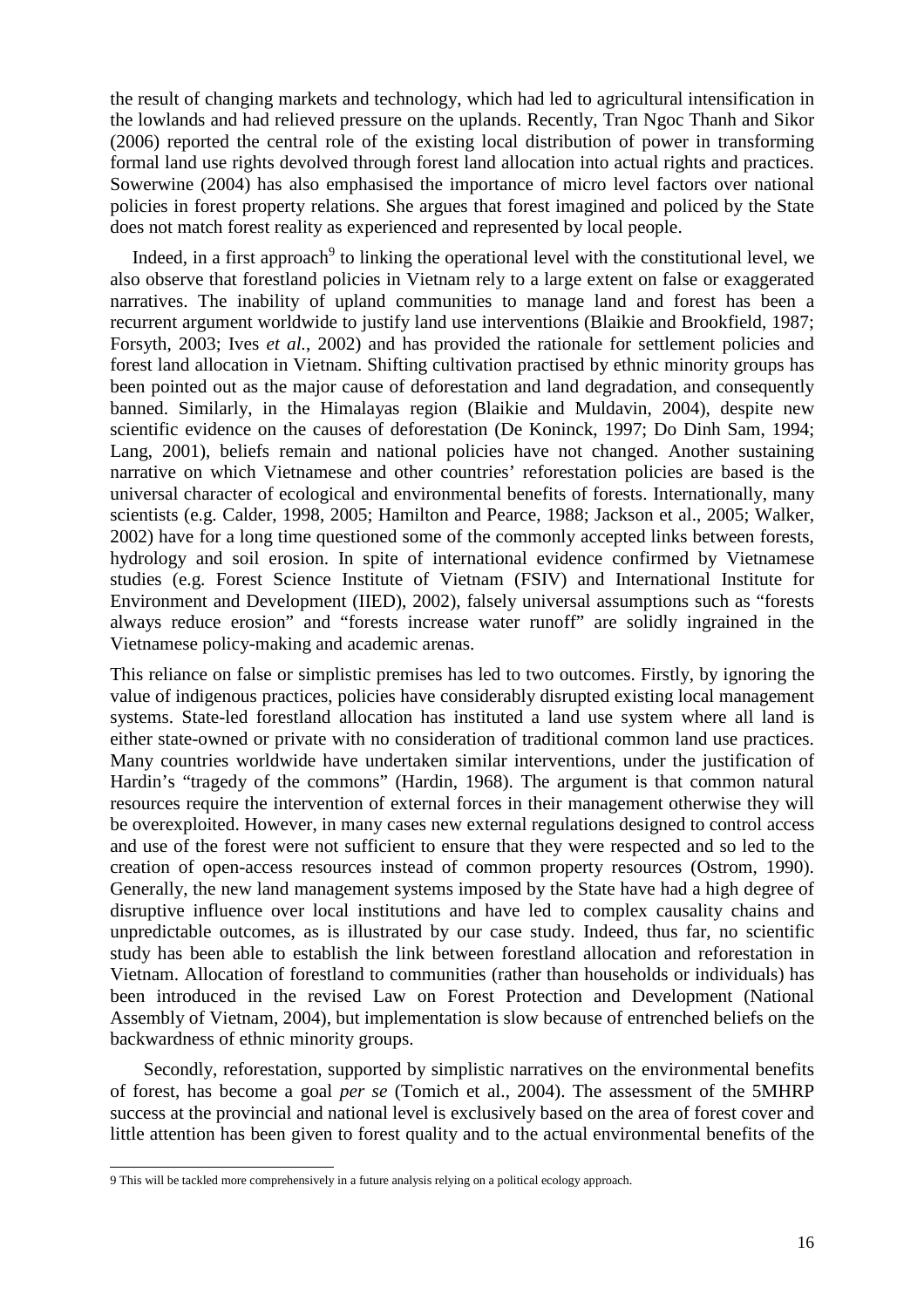the result of changing markets and technology, which had led to agricultural intensification in the lowlands and had relieved pressure on the uplands. Recently, Tran Ngoc Thanh and Sikor (2006) reported the central role of the existing local distribution of power in transforming formal land use rights devolved through forest land allocation into actual rights and practices. Sowerwine (2004) has also emphasised the importance of micro level factors over national policies in forest property relations. She argues that forest imagined and policed by the State does not match forest reality as experienced and represented by local people.

Indeed, in a first approach[9] to linking the operational level with the constitutional level, we also observe that forestland policies in Vietnam rely to a large extent on false or exaggerated narratives. The inability of upland communities to manage land and forest has been a recurrent argument worldwide to justify land use interventions (Blaikie and Brookfield, 1987; Forsyth, 2003; Ives *et al.*, 2002) and has provided the rationale for settlement policies and forest land allocation in Vietnam. Shifting cultivation practised by ethnic minority groups has been pointed out as the major cause of deforestation and land degradation, and consequently banned. Similarly, in the Himalayas region (Blaikie and Muldavin, 2004), despite new scientific evidence on the causes of deforestation (De Koninck, 1997; Do Dinh Sam, 1994; Lang, 2001), beliefs remain and national policies have not changed. Another sustaining narrative on which Vietnamese and other countries' reforestation policies are based is the universal character of ecological and environmental benefits of forests. Internationally, many scientists (e.g. Calder, 1998, 2005; Hamilton and Pearce, 1988; Jackson et al., 2005; Walker, 2002) have for a long time questioned some of the commonly accepted links between forests, hydrology and soil erosion. In spite of international evidence confirmed by Vietnamese studies (e.g. Forest Science Institute of Vietnam (FSIV) and International Institute for Environment and Development (IIED), 2002), falsely universal assumptions such as "forests always reduce erosion" and "forests increase water runoff" are solidly ingrained in the Vietnamese policy-making and academic arenas.

This reliance on false or simplistic premises has led to two outcomes. Firstly, by ignoring the value of indigenous practices, policies have considerably disrupted existing local management systems. State-led forestland allocation has instituted a land use system where all land is either state-owned or private with no consideration of traditional common land use practices. Many countries worldwide have undertaken similar interventions, under the justification of Hardin's "tragedy of the commons" (Hardin, 1968). The argument is that common natural resources require the intervention of external forces in their management otherwise they will be overexploited. However, in many cases new external regulations designed to control access and use of the forest were not sufficient to ensure that they were respected and so led to the creation of open-access resources instead of common property resources (Ostrom, 1990). Generally, the new land management systems imposed by the State have had a high degree of disruptive influence over local institutions and have led to complex causality chains and unpredictable outcomes, as is illustrated by our case study. Indeed, thus far, no scientific study has been able to establish the link between forestland allocation and reforestation in Vietnam. Allocation of forestland to communities (rather than households or individuals) has been introduced in the revised Law on Forest Protection and Development (National Assembly of Vietnam, 2004), but implementation is slow because of entrenched beliefs on the backwardness of ethnic minority groups.

Secondly, reforestation, supported by simplistic narratives on the environmental benefits of forest, has become a goal *per se* (Tomich et al., 2004). The assessment of the 5MHRP success at the provincial and national level is exclusively based on the area of forest cover and little attention has been given to forest quality and to the actual environmental benefits of the

[9] This will be tackled more comprehensively in a future analysis relying on a political ecology approach.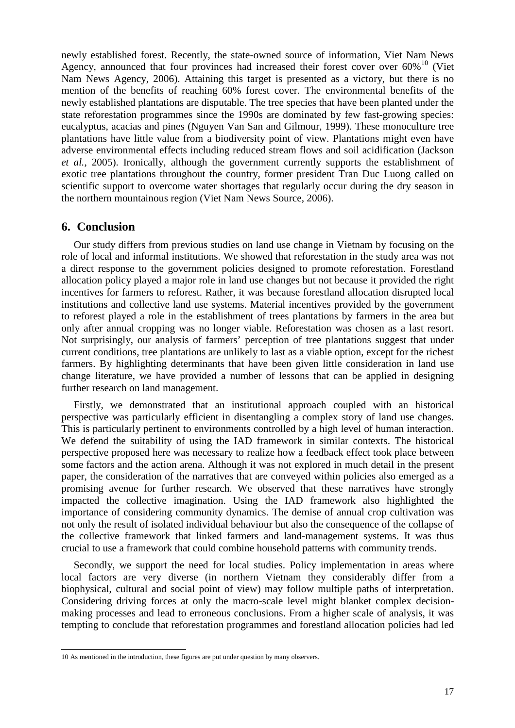newly established forest. Recently, the state-owned source of information, Viet Nam News Agency, announced that four provinces had increased their forest cover over 60%[10] (Viet Nam News Agency, 2006). Attaining this target is presented as a victory, but there is no mention of the benefits of reaching 60% forest cover. The environmental benefits of the newly established plantations are disputable. The tree species that have been planted under the state reforestation programmes since the 1990s are dominated by few fast-growing species: eucalyptus, acacias and pines (Nguyen Van San and Gilmour, 1999). These monoculture tree plantations have little value from a biodiversity point of view. Plantations might even have adverse environmental effects including reduced stream flows and soil acidification (Jackson *et al.*, 2005). Ironically, although the government currently supports the establishment of exotic tree plantations throughout the country, former president Tran Duc Luong called on scientific support to overcome water shortages that regularly occur during the dry season in the northern mountainous region (Viet Nam News Source, 2006).

## 6. Conclusion

Our study differs from previous studies on land use change in Vietnam by focusing on the role of local and informal institutions. We showed that reforestation in the study area was not a direct response to the government policies designed to promote reforestation. Forestland allocation policy played a major role in land use changes but not because it provided the right incentives for farmers to reforest. Rather, it was because forestland allocation disrupted local institutions and collective land use systems. Material incentives provided by the government to reforest played a role in the establishment of trees plantations by farmers in the area but only after annual cropping was no longer viable. Reforestation was chosen as a last resort. Not surprisingly, our analysis of farmers' perception of tree plantations suggest that under current conditions, tree plantations are unlikely to last as a viable option, except for the richest farmers. By highlighting determinants that have been given little consideration in land use change literature, we have provided a number of lessons that can be applied in designing further research on land management.

Firstly, we demonstrated that an institutional approach coupled with an historical perspective was particularly efficient in disentangling a complex story of land use changes. This is particularly pertinent to environments controlled by a high level of human interaction. We defend the suitability of using the IAD framework in similar contexts. The historical perspective proposed here was necessary to realize how a feedback effect took place between some factors and the action arena. Although it was not explored in much detail in the present paper, the consideration of the narratives that are conveyed within policies also emerged as a promising avenue for further research. We observed that these narratives have strongly impacted the collective imagination. Using the IAD framework also highlighted the importance of considering community dynamics. The demise of annual crop cultivation was not only the result of isolated individual behaviour but also the consequence of the collapse of the collective framework that linked farmers and land-management systems. It was thus crucial to use a framework that could combine household patterns with community trends.

Secondly, we support the need for local studies. Policy implementation in areas where local factors are very diverse (in northern Vietnam they considerably differ from a biophysical, cultural and social point of view) may follow multiple paths of interpretation. Considering driving forces at only the macro-scale level might blanket complex decision-making processes and lead to erroneous conclusions. From a higher scale of analysis, it was tempting to conclude that reforestation programmes and forestland allocation policies had led

10 As mentioned in the introduction, these figures are put under question by many observers.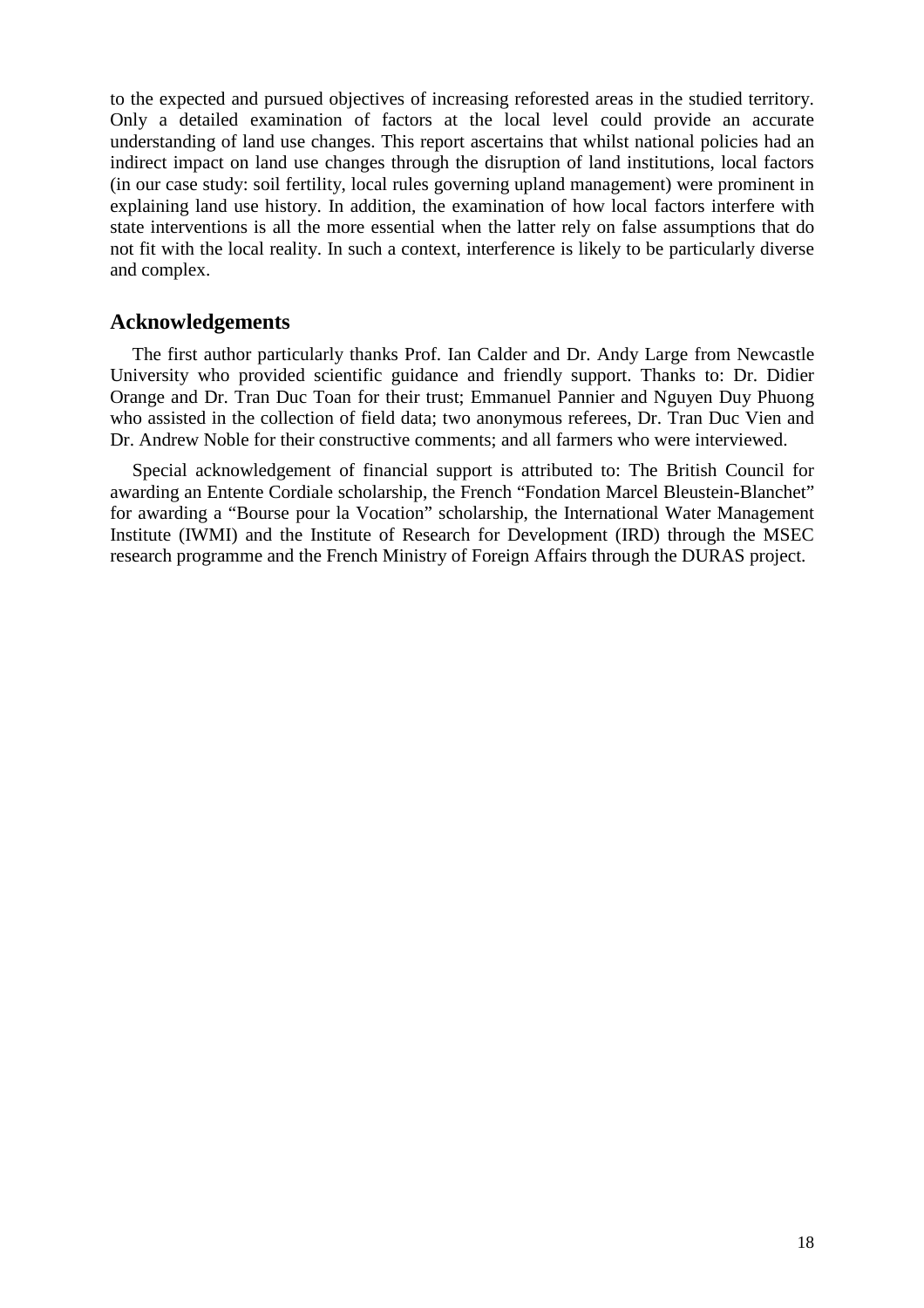to the expected and pursued objectives of increasing reforested areas in the studied territory. Only a detailed examination of factors at the local level could provide an accurate understanding of land use changes. This report ascertains that whilst national policies had an indirect impact on land use changes through the disruption of land institutions, local factors (in our case study: soil fertility, local rules governing upland management) were prominent in explaining land use history. In addition, the examination of how local factors interfere with state interventions is all the more essential when the latter rely on false assumptions that do not fit with the local reality. In such a context, interference is likely to be particularly diverse and complex.

## Acknowledgements

The first author particularly thanks Prof. Ian Calder and Dr. Andy Large from Newcastle University who provided scientific guidance and friendly support. Thanks to: Dr. Didier Orange and Dr. Tran Duc Toan for their trust; Emmanuel Pannier and Nguyen Duy Phuong who assisted in the collection of field data; two anonymous referees, Dr. Tran Duc Vien and Dr. Andrew Noble for their constructive comments; and all farmers who were interviewed.

Special acknowledgement of financial support is attributed to: The British Council for awarding an Entente Cordiale scholarship, the French "Fondation Marcel Bleustein-Blanchet" for awarding a "Bourse pour la Vocation" scholarship, the International Water Management Institute (IWMI) and the Institute of Research for Development (IRD) through the MSEC research programme and the French Ministry of Foreign Affairs through the DURAS project.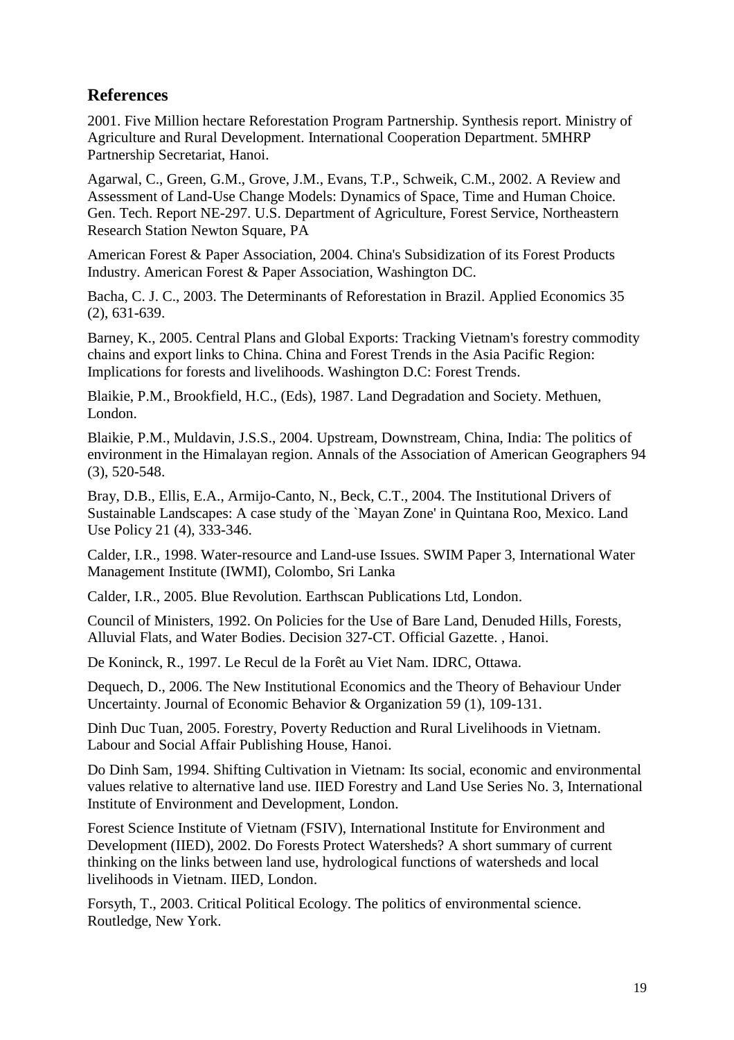## References

2001. Five Million hectare Reforestation Program Partnership. Synthesis report. Ministry of Agriculture and Rural Development. International Cooperation Department. 5MHRP Partnership Secretariat, Hanoi.

Agarwal, C., Green, G.M., Grove, J.M., Evans, T.P., Schweik, C.M., 2002. A Review and Assessment of Land-Use Change Models: Dynamics of Space, Time and Human Choice. Gen. Tech. Report NE-297. U.S. Department of Agriculture, Forest Service, Northeastern Research Station Newton Square, PA

American Forest & Paper Association, 2004. China's Subsidization of its Forest Products Industry. American Forest & Paper Association, Washington DC.

Bacha, C. J. C., 2003. The Determinants of Reforestation in Brazil. Applied Economics 35 (2), 631-639.

Barney, K., 2005. Central Plans and Global Exports: Tracking Vietnam's forestry commodity chains and export links to China. China and Forest Trends in the Asia Pacific Region: Implications for forests and livelihoods. Washington D.C: Forest Trends.

Blaikie, P.M., Brookfield, H.C., (Eds), 1987. Land Degradation and Society. Methuen, London.

Blaikie, P.M., Muldavin, J.S.S., 2004. Upstream, Downstream, China, India: The politics of environment in the Himalayan region. Annals of the Association of American Geographers 94 (3), 520-548.

Bray, D.B., Ellis, E.A., Armijo-Canto, N., Beck, C.T., 2004. The Institutional Drivers of Sustainable Landscapes: A case study of the `Mayan Zone' in Quintana Roo, Mexico. Land Use Policy 21 (4), 333-346.

Calder, I.R., 1998. Water-resource and Land-use Issues. SWIM Paper 3, International Water Management Institute (IWMI), Colombo, Sri Lanka

Calder, I.R., 2005. Blue Revolution. Earthscan Publications Ltd, London.

Council of Ministers, 1992. On Policies for the Use of Bare Land, Denuded Hills, Forests, Alluvial Flats, and Water Bodies. Decision 327-CT. Official Gazette. , Hanoi.

De Koninck, R., 1997. Le Recul de la Forêt au Viet Nam. IDRC, Ottawa.

Dequech, D., 2006. The New Institutional Economics and the Theory of Behaviour Under Uncertainty. Journal of Economic Behavior & Organization 59 (1), 109-131.

Dinh Duc Tuan, 2005. Forestry, Poverty Reduction and Rural Livelihoods in Vietnam. Labour and Social Affair Publishing House, Hanoi.

Do Dinh Sam, 1994. Shifting Cultivation in Vietnam: Its social, economic and environmental values relative to alternative land use. IIED Forestry and Land Use Series No. 3, International Institute of Environment and Development, London.

Forest Science Institute of Vietnam (FSIV), International Institute for Environment and Development (IIED), 2002. Do Forests Protect Watersheds? A short summary of current thinking on the links between land use, hydrological functions of watersheds and local livelihoods in Vietnam. IIED, London.

Forsyth, T., 2003. Critical Political Ecology. The politics of environmental science. Routledge, New York.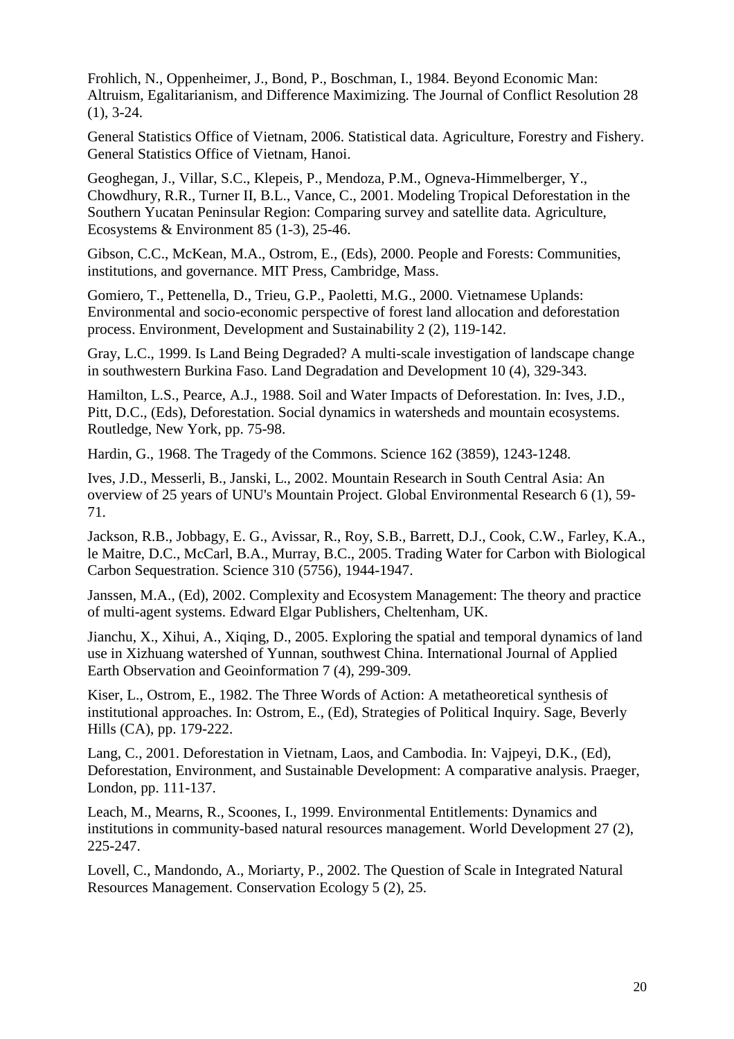Frohlich, N., Oppenheimer, J., Bond, P., Boschman, I., 1984. Beyond Economic Man: Altruism, Egalitarianism, and Difference Maximizing. The Journal of Conflict Resolution 28 (1), 3-24.

General Statistics Office of Vietnam, 2006. Statistical data. Agriculture, Forestry and Fishery. General Statistics Office of Vietnam, Hanoi.

Geoghegan, J., Villar, S.C., Klepeis, P., Mendoza, P.M., Ogneva-Himmelberger, Y., Chowdhury, R.R., Turner II, B.L., Vance, C., 2001. Modeling Tropical Deforestation in the Southern Yucatan Peninsular Region: Comparing survey and satellite data. Agriculture, Ecosystems & Environment 85 (1-3), 25-46.

Gibson, C.C., McKean, M.A., Ostrom, E., (Eds), 2000. People and Forests: Communities, institutions, and governance. MIT Press, Cambridge, Mass.

Gomiero, T., Pettenella, D., Trieu, G.P., Paoletti, M.G., 2000. Vietnamese Uplands: Environmental and socio-economic perspective of forest land allocation and deforestation process. Environment, Development and Sustainability 2 (2), 119-142.

Gray, L.C., 1999. Is Land Being Degraded? A multi-scale investigation of landscape change in southwestern Burkina Faso. Land Degradation and Development 10 (4), 329-343.

Hamilton, L.S., Pearce, A.J., 1988. Soil and Water Impacts of Deforestation. In: Ives, J.D., Pitt, D.C., (Eds), Deforestation. Social dynamics in watersheds and mountain ecosystems. Routledge, New York, pp. 75-98.

Hardin, G., 1968. The Tragedy of the Commons. Science 162 (3859), 1243-1248.

Ives, J.D., Messerli, B., Janski, L., 2002. Mountain Research in South Central Asia: An overview of 25 years of UNU's Mountain Project. Global Environmental Research 6 (1), 59-71.

Jackson, R.B., Jobbagy, E. G., Avissar, R., Roy, S.B., Barrett, D.J., Cook, C.W., Farley, K.A., le Maitre, D.C., McCarl, B.A., Murray, B.C., 2005. Trading Water for Carbon with Biological Carbon Sequestration. Science 310 (5756), 1944-1947.

Janssen, M.A., (Ed), 2002. Complexity and Ecosystem Management: The theory and practice of multi-agent systems. Edward Elgar Publishers, Cheltenham, UK.

Jianchu, X., Xihui, A., Xiqing, D., 2005. Exploring the spatial and temporal dynamics of land use in Xizhuang watershed of Yunnan, southwest China. International Journal of Applied Earth Observation and Geoinformation 7 (4), 299-309.

Kiser, L., Ostrom, E., 1982. The Three Words of Action: A metatheoretical synthesis of institutional approaches. In: Ostrom, E., (Ed), Strategies of Political Inquiry. Sage, Beverly Hills (CA), pp. 179-222.

Lang, C., 2001. Deforestation in Vietnam, Laos, and Cambodia. In: Vajpeyi, D.K., (Ed), Deforestation, Environment, and Sustainable Development: A comparative analysis. Praeger, London, pp. 111-137.

Leach, M., Mearns, R., Scoones, I., 1999. Environmental Entitlements: Dynamics and institutions in community-based natural resources management. World Development 27 (2), 225-247.

Lovell, C., Mandondo, A., Moriarty, P., 2002. The Question of Scale in Integrated Natural Resources Management. Conservation Ecology 5 (2), 25.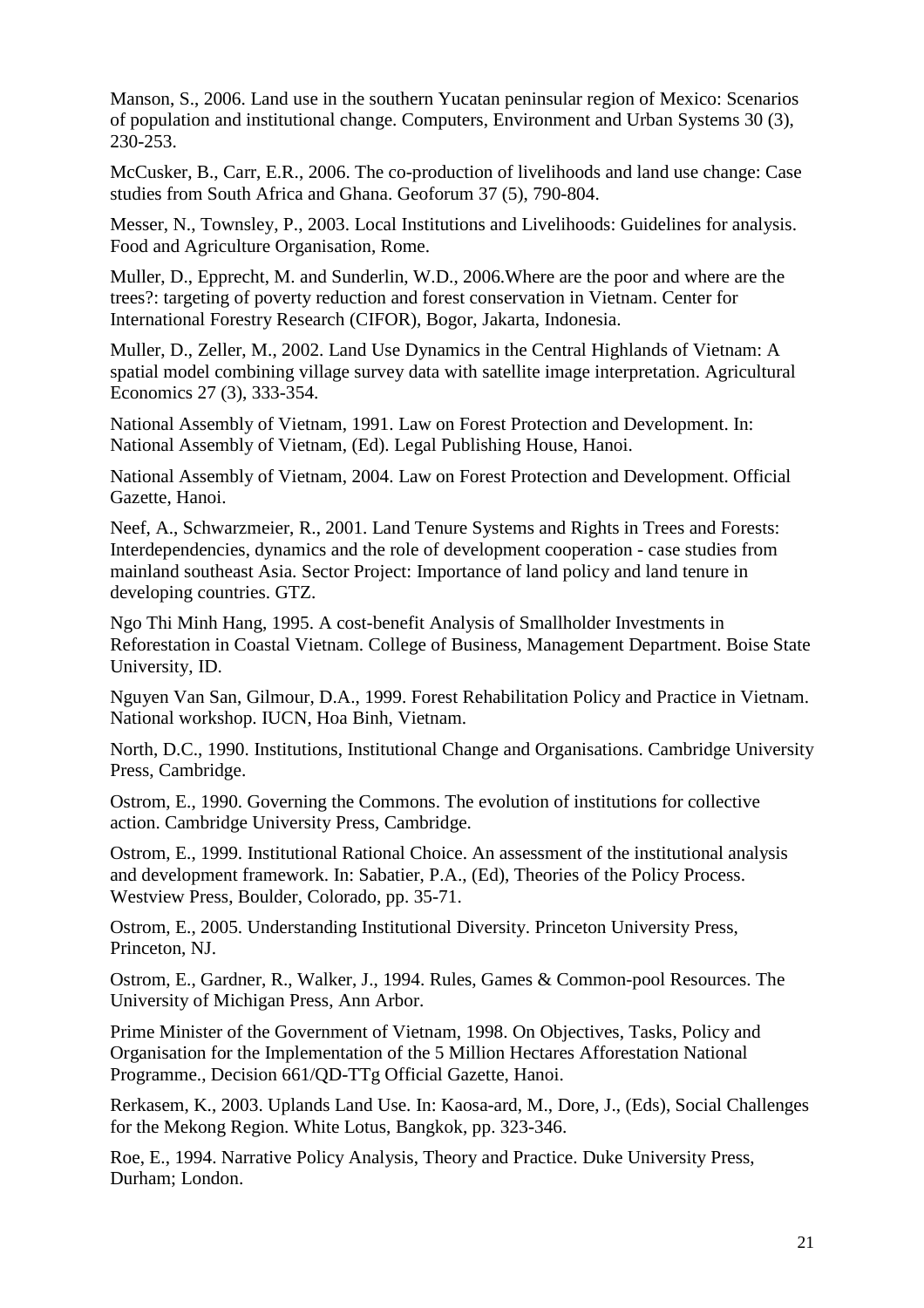Manson, S., 2006. Land use in the southern Yucatan peninsular region of Mexico: Scenarios of population and institutional change. Computers, Environment and Urban Systems 30 (3), 230-253.

McCusker, B., Carr, E.R., 2006. The co-production of livelihoods and land use change: Case studies from South Africa and Ghana. Geoforum 37 (5), 790-804.

Messer, N., Townsley, P., 2003. Local Institutions and Livelihoods: Guidelines for analysis. Food and Agriculture Organisation, Rome.

Muller, D., Epprecht, M. and Sunderlin, W.D., 2006.Where are the poor and where are the trees?: targeting of poverty reduction and forest conservation in Vietnam. Center for International Forestry Research (CIFOR), Bogor, Jakarta, Indonesia.

Muller, D., Zeller, M., 2002. Land Use Dynamics in the Central Highlands of Vietnam: A spatial model combining village survey data with satellite image interpretation. Agricultural Economics 27 (3), 333-354.

National Assembly of Vietnam, 1991. Law on Forest Protection and Development. In: National Assembly of Vietnam, (Ed). Legal Publishing House, Hanoi.

National Assembly of Vietnam, 2004. Law on Forest Protection and Development. Official Gazette, Hanoi.

Neef, A., Schwarzmeier, R., 2001. Land Tenure Systems and Rights in Trees and Forests: Interdependencies, dynamics and the role of development cooperation - case studies from mainland southeast Asia. Sector Project: Importance of land policy and land tenure in developing countries. GTZ.

Ngo Thi Minh Hang, 1995. A cost-benefit Analysis of Smallholder Investments in Reforestation in Coastal Vietnam. College of Business, Management Department. Boise State University, ID.

Nguyen Van San, Gilmour, D.A., 1999. Forest Rehabilitation Policy and Practice in Vietnam. National workshop. IUCN, Hoa Binh, Vietnam.

North, D.C., 1990. Institutions, Institutional Change and Organisations. Cambridge University Press, Cambridge.

Ostrom, E., 1990. Governing the Commons. The evolution of institutions for collective action. Cambridge University Press, Cambridge.

Ostrom, E., 1999. Institutional Rational Choice. An assessment of the institutional analysis and development framework. In: Sabatier, P.A., (Ed), Theories of the Policy Process. Westview Press, Boulder, Colorado, pp. 35-71.

Ostrom, E., 2005. Understanding Institutional Diversity. Princeton University Press, Princeton, NJ.

Ostrom, E., Gardner, R., Walker, J., 1994. Rules, Games & Common-pool Resources. The University of Michigan Press, Ann Arbor.

Prime Minister of the Government of Vietnam, 1998. On Objectives, Tasks, Policy and Organisation for the Implementation of the 5 Million Hectares Afforestation National Programme., Decision 661/QD-TTg Official Gazette, Hanoi.

Rerkasem, K., 2003. Uplands Land Use. In: Kaosa-ard, M., Dore, J., (Eds), Social Challenges for the Mekong Region. White Lotus, Bangkok, pp. 323-346.

Roe, E., 1994. Narrative Policy Analysis, Theory and Practice. Duke University Press, Durham; London.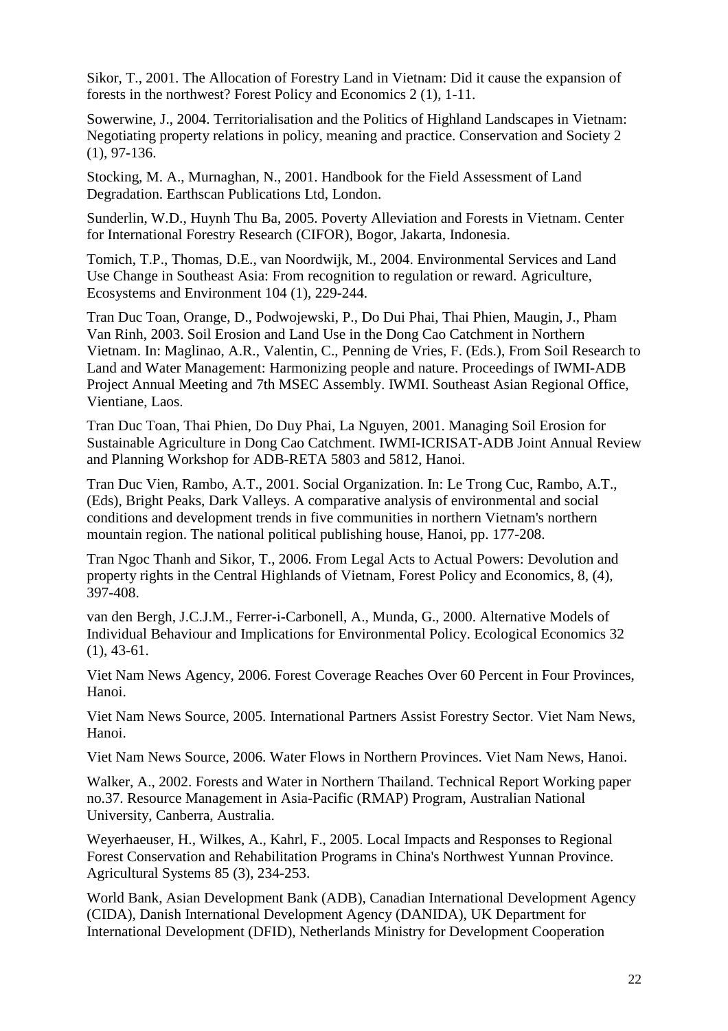Sikor, T., 2001. The Allocation of Forestry Land in Vietnam: Did it cause the expansion of forests in the northwest? Forest Policy and Economics 2 (1), 1-11.

Sowerwine, J., 2004. Territorialisation and the Politics of Highland Landscapes in Vietnam: Negotiating property relations in policy, meaning and practice. Conservation and Society 2 (1), 97-136.

Stocking, M. A., Murnaghan, N., 2001. Handbook for the Field Assessment of Land Degradation. Earthscan Publications Ltd, London.

Sunderlin, W.D., Huynh Thu Ba, 2005. Poverty Alleviation and Forests in Vietnam. Center for International Forestry Research (CIFOR), Bogor, Jakarta, Indonesia.

Tomich, T.P., Thomas, D.E., van Noordwijk, M., 2004. Environmental Services and Land Use Change in Southeast Asia: From recognition to regulation or reward. Agriculture, Ecosystems and Environment 104 (1), 229-244.

Tran Duc Toan, Orange, D., Podwojewski, P., Do Dui Phai, Thai Phien, Maugin, J., Pham Van Rinh, 2003. Soil Erosion and Land Use in the Dong Cao Catchment in Northern Vietnam. In: Maglinao, A.R., Valentin, C., Penning de Vries, F. (Eds.), From Soil Research to Land and Water Management: Harmonizing people and nature. Proceedings of IWMI-ADB Project Annual Meeting and 7th MSEC Assembly. IWMI. Southeast Asian Regional Office, Vientiane, Laos.

Tran Duc Toan, Thai Phien, Do Duy Phai, La Nguyen, 2001. Managing Soil Erosion for Sustainable Agriculture in Dong Cao Catchment. IWMI-ICRISAT-ADB Joint Annual Review and Planning Workshop for ADB-RETA 5803 and 5812, Hanoi.

Tran Duc Vien, Rambo, A.T., 2001. Social Organization. In: Le Trong Cuc, Rambo, A.T., (Eds), Bright Peaks, Dark Valleys. A comparative analysis of environmental and social conditions and development trends in five communities in northern Vietnam's northern mountain region. The national political publishing house, Hanoi, pp. 177-208.

Tran Ngoc Thanh and Sikor, T., 2006. From Legal Acts to Actual Powers: Devolution and property rights in the Central Highlands of Vietnam, Forest Policy and Economics, 8, (4), 397-408.

van den Bergh, J.C.J.M., Ferrer-i-Carbonell, A., Munda, G., 2000. Alternative Models of Individual Behaviour and Implications for Environmental Policy. Ecological Economics 32 (1), 43-61.

Viet Nam News Agency, 2006. Forest Coverage Reaches Over 60 Percent in Four Provinces, Hanoi.

Viet Nam News Source, 2005. International Partners Assist Forestry Sector. Viet Nam News, Hanoi.

Viet Nam News Source, 2006. Water Flows in Northern Provinces. Viet Nam News, Hanoi.

Walker, A., 2002. Forests and Water in Northern Thailand. Technical Report Working paper no.37. Resource Management in Asia-Pacific (RMAP) Program, Australian National University, Canberra, Australia.

Weyerhaeuser, H., Wilkes, A., Kahrl, F., 2005. Local Impacts and Responses to Regional Forest Conservation and Rehabilitation Programs in China's Northwest Yunnan Province. Agricultural Systems 85 (3), 234-253.

World Bank, Asian Development Bank (ADB), Canadian International Development Agency (CIDA), Danish International Development Agency (DANIDA), UK Department for International Development (DFID), Netherlands Ministry for Development Cooperation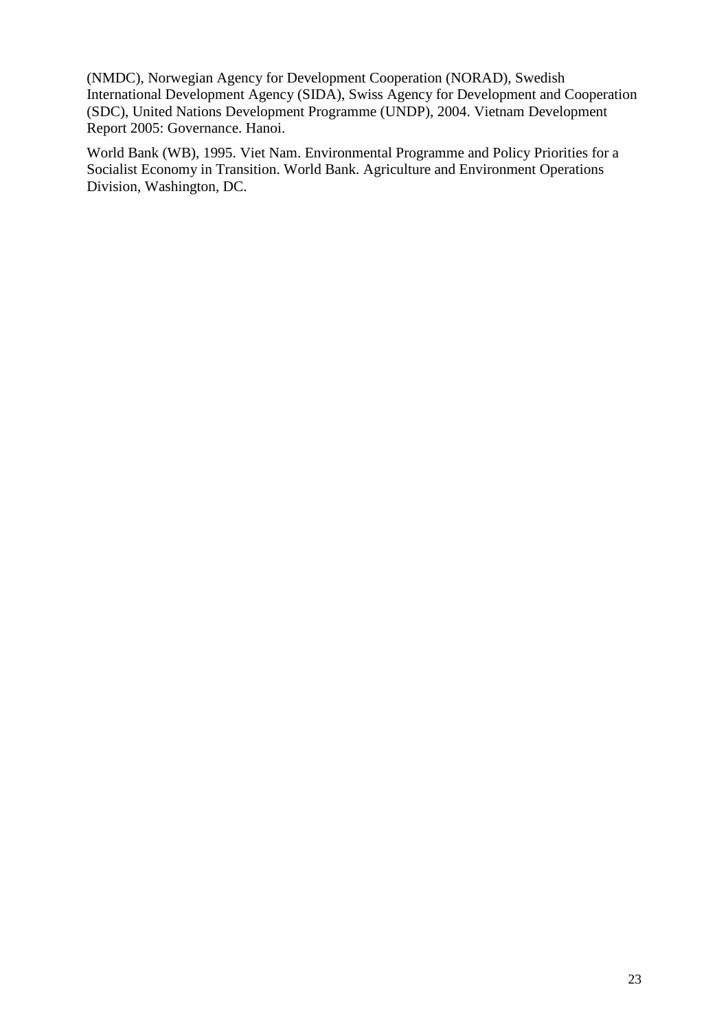(NMDC), Norwegian Agency for Development Cooperation (NORAD), Swedish International Development Agency (SIDA), Swiss Agency for Development and Cooperation (SDC), United Nations Development Programme (UNDP), 2004. Vietnam Development Report 2005: Governance. Hanoi.

World Bank (WB), 1995. Viet Nam. Environmental Programme and Policy Priorities for a Socialist Economy in Transition. World Bank. Agriculture and Environment Operations Division, Washington, DC.